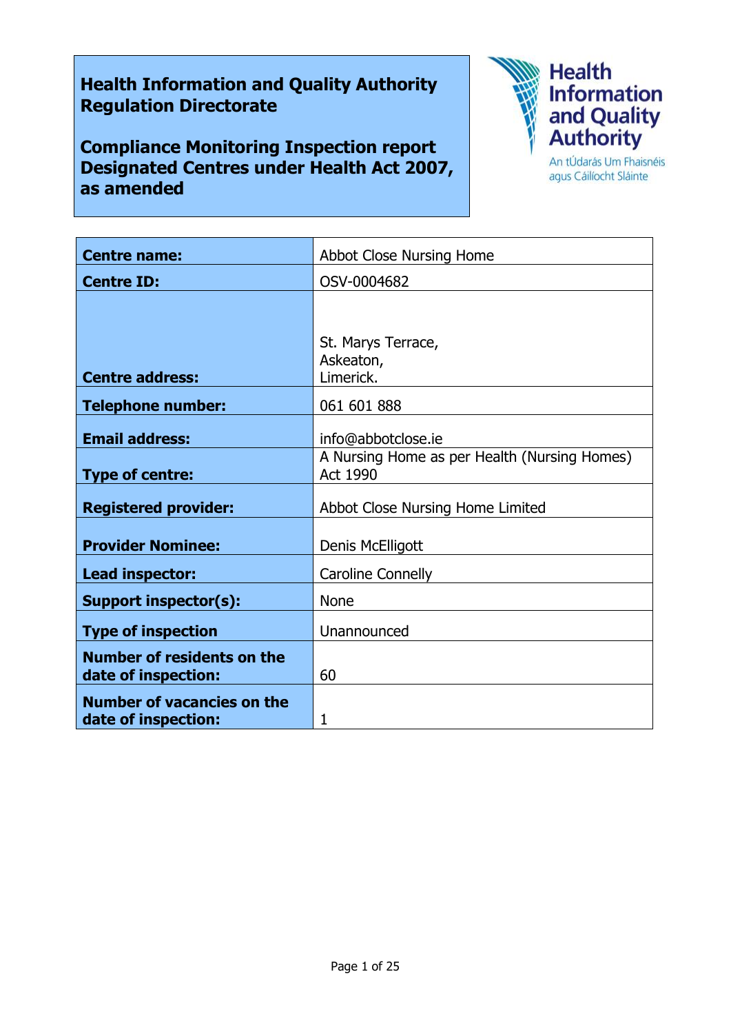**Health Information and Quality Authority Regulation Directorate**

**Compliance Monitoring Inspection report Designated Centres under Health Act 2007, as amended**

Health Information and Quality Authority

An tÚdarás Um Fhaisnéis agus Cáilíocht Sláinte

| | |
|---|---|
| **Centre name:** | Abbot Close Nursing Home |
| **Centre ID:** | OSV-0004682 |
| **Centre address:** | St. Marys Terrace,<br>Askeaton,<br>Limerick. |
| **Telephone number:** | 061 601 888 |
| **Email address:** | info@abbotclose.ie |
| **Type of centre:** | A Nursing Home as per Health (Nursing Homes) Act 1990 |
| **Registered provider:** | Abbot Close Nursing Home Limited |
| **Provider Nominee:** | Denis McElligott |
| **Lead inspector:** | Caroline Connelly |
| **Support inspector(s):** | None |
| **Type of inspection** | Unannounced |
| **Number of residents on the date of inspection:** | 60 |
| **Number of vacancies on the date of inspection:** | 1 |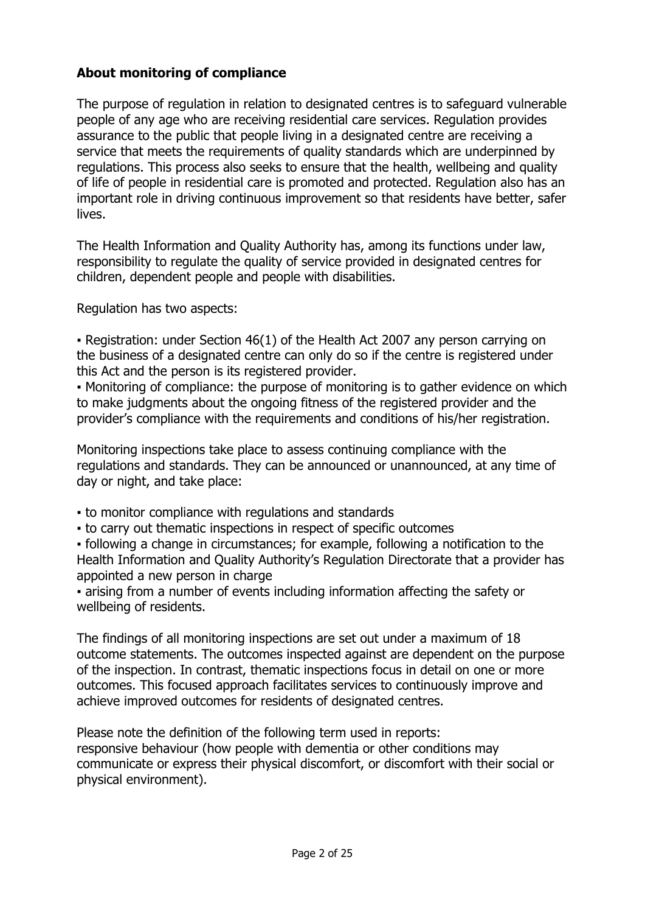## About monitoring of compliance

The purpose of regulation in relation to designated centres is to safeguard vulnerable people of any age who are receiving residential care services. Regulation provides assurance to the public that people living in a designated centre are receiving a service that meets the requirements of quality standards which are underpinned by regulations. This process also seeks to ensure that the health, wellbeing and quality of life of people in residential care is promoted and protected. Regulation also has an important role in driving continuous improvement so that residents have better, safer lives.

The Health Information and Quality Authority has, among its functions under law, responsibility to regulate the quality of service provided in designated centres for children, dependent people and people with disabilities.

Regulation has two aspects:

- Registration: under Section 46(1) of the Health Act 2007 any person carrying on the business of a designated centre can only do so if the centre is registered under this Act and the person is its registered provider.
- Monitoring of compliance: the purpose of monitoring is to gather evidence on which to make judgments about the ongoing fitness of the registered provider and the provider's compliance with the requirements and conditions of his/her registration.

Monitoring inspections take place to assess continuing compliance with the regulations and standards. They can be announced or unannounced, at any time of day or night, and take place:

- to monitor compliance with regulations and standards
- to carry out thematic inspections in respect of specific outcomes
- following a change in circumstances; for example, following a notification to the Health Information and Quality Authority's Regulation Directorate that a provider has appointed a new person in charge
- arising from a number of events including information affecting the safety or wellbeing of residents.

The findings of all monitoring inspections are set out under a maximum of 18 outcome statements. The outcomes inspected against are dependent on the purpose of the inspection. In contrast, thematic inspections focus in detail on one or more outcomes. This focused approach facilitates services to continuously improve and achieve improved outcomes for residents of designated centres.

Please note the definition of the following term used in reports:
responsive behaviour (how people with dementia or other conditions may communicate or express their physical discomfort, or discomfort with their social or physical environment).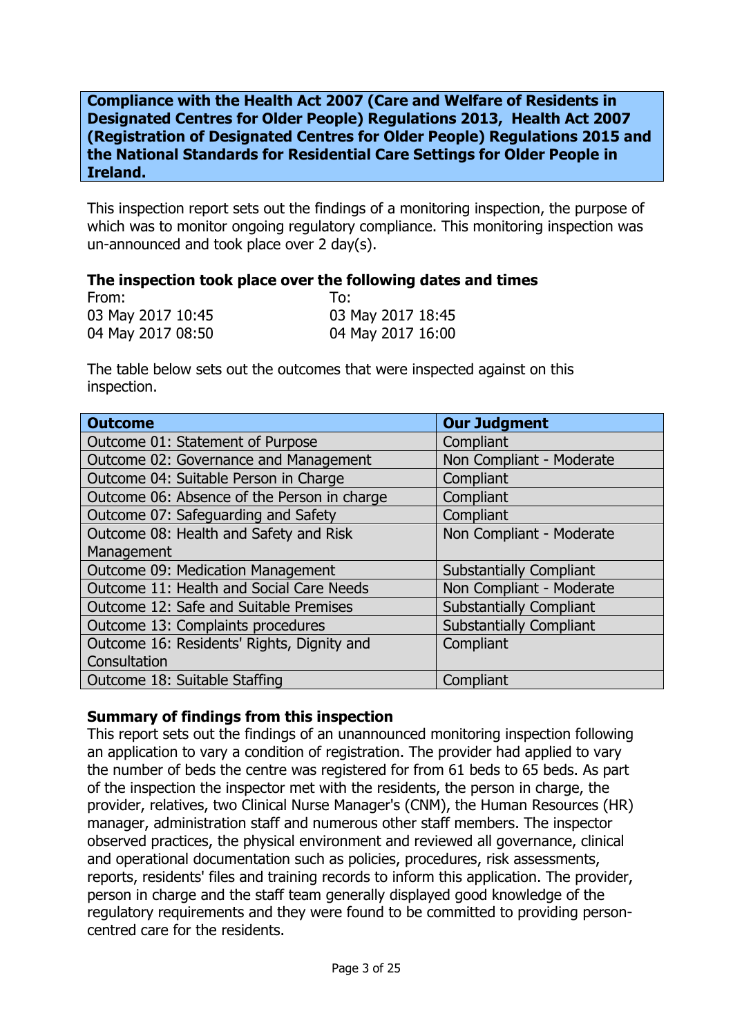**Compliance with the Health Act 2007 (Care and Welfare of Residents in Designated Centres for Older People) Regulations 2013, Health Act 2007 (Registration of Designated Centres for Older People) Regulations 2015 and the National Standards for Residential Care Settings for Older People in Ireland.**

This inspection report sets out the findings of a monitoring inspection, the purpose of which was to monitor ongoing regulatory compliance. This monitoring inspection was un-announced and took place over 2 day(s).

**The inspection took place over the following dates and times**

| From: | To: |
|---|---|
| 03 May 2017 10:45 | 03 May 2017 18:45 |
| 04 May 2017 08:50 | 04 May 2017 16:00 |

The table below sets out the outcomes that were inspected against on this inspection.

| Outcome | Our Judgment |
|---|---|
| Outcome 01: Statement of Purpose | Compliant |
| Outcome 02: Governance and Management | Non Compliant - Moderate |
| Outcome 04: Suitable Person in Charge | Compliant |
| Outcome 06: Absence of the Person in charge | Compliant |
| Outcome 07: Safeguarding and Safety | Compliant |
| Outcome 08: Health and Safety and Risk Management | Non Compliant - Moderate |
| Outcome 09: Medication Management | Substantially Compliant |
| Outcome 11: Health and Social Care Needs | Non Compliant - Moderate |
| Outcome 12: Safe and Suitable Premises | Substantially Compliant |
| Outcome 13: Complaints procedures | Substantially Compliant |
| Outcome 16: Residents' Rights, Dignity and Consultation | Compliant |
| Outcome 18: Suitable Staffing | Compliant |

**Summary of findings from this inspection**

This report sets out the findings of an unannounced monitoring inspection following an application to vary a condition of registration. The provider had applied to vary the number of beds the centre was registered for from 61 beds to 65 beds. As part of the inspection the inspector met with the residents, the person in charge, the provider, relatives, two Clinical Nurse Manager's (CNM), the Human Resources (HR) manager, administration staff and numerous other staff members. The inspector observed practices, the physical environment and reviewed all governance, clinical and operational documentation such as policies, procedures, risk assessments, reports, residents' files and training records to inform this application. The provider, person in charge and the staff team generally displayed good knowledge of the regulatory requirements and they were found to be committed to providing person-centred care for the residents.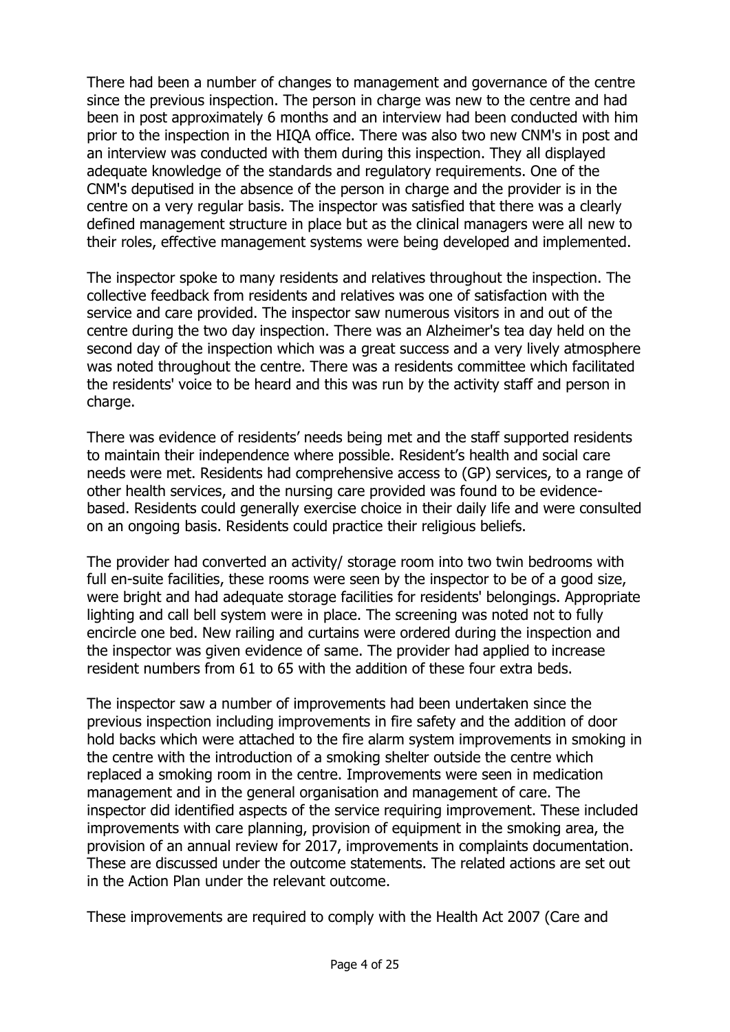There had been a number of changes to management and governance of the centre since the previous inspection. The person in charge was new to the centre and had been in post approximately 6 months and an interview had been conducted with him prior to the inspection in the HIQA office. There was also two new CNM's in post and an interview was conducted with them during this inspection. They all displayed adequate knowledge of the standards and regulatory requirements. One of the CNM's deputised in the absence of the person in charge and the provider is in the centre on a very regular basis. The inspector was satisfied that there was a clearly defined management structure in place but as the clinical managers were all new to their roles, effective management systems were being developed and implemented.

The inspector spoke to many residents and relatives throughout the inspection. The collective feedback from residents and relatives was one of satisfaction with the service and care provided. The inspector saw numerous visitors in and out of the centre during the two day inspection. There was an Alzheimer's tea day held on the second day of the inspection which was a great success and a very lively atmosphere was noted throughout the centre. There was a residents committee which facilitated the residents' voice to be heard and this was run by the activity staff and person in charge.

There was evidence of residents' needs being met and the staff supported residents to maintain their independence where possible. Resident's health and social care needs were met. Residents had comprehensive access to (GP) services, to a range of other health services, and the nursing care provided was found to be evidence-based. Residents could generally exercise choice in their daily life and were consulted on an ongoing basis. Residents could practice their religious beliefs.

The provider had converted an activity/ storage room into two twin bedrooms with full en-suite facilities, these rooms were seen by the inspector to be of a good size, were bright and had adequate storage facilities for residents' belongings. Appropriate lighting and call bell system were in place. The screening was noted not to fully encircle one bed. New railing and curtains were ordered during the inspection and the inspector was given evidence of same. The provider had applied to increase resident numbers from 61 to 65 with the addition of these four extra beds.

The inspector saw a number of improvements had been undertaken since the previous inspection including improvements in fire safety and the addition of door hold backs which were attached to the fire alarm system improvements in smoking in the centre with the introduction of a smoking shelter outside the centre which replaced a smoking room in the centre. Improvements were seen in medication management and in the general organisation and management of care. The inspector did identified aspects of the service requiring improvement. These included improvements with care planning, provision of equipment in the smoking area, the provision of an annual review for 2017, improvements in complaints documentation. These are discussed under the outcome statements. The related actions are set out in the Action Plan under the relevant outcome.

These improvements are required to comply with the Health Act 2007 (Care and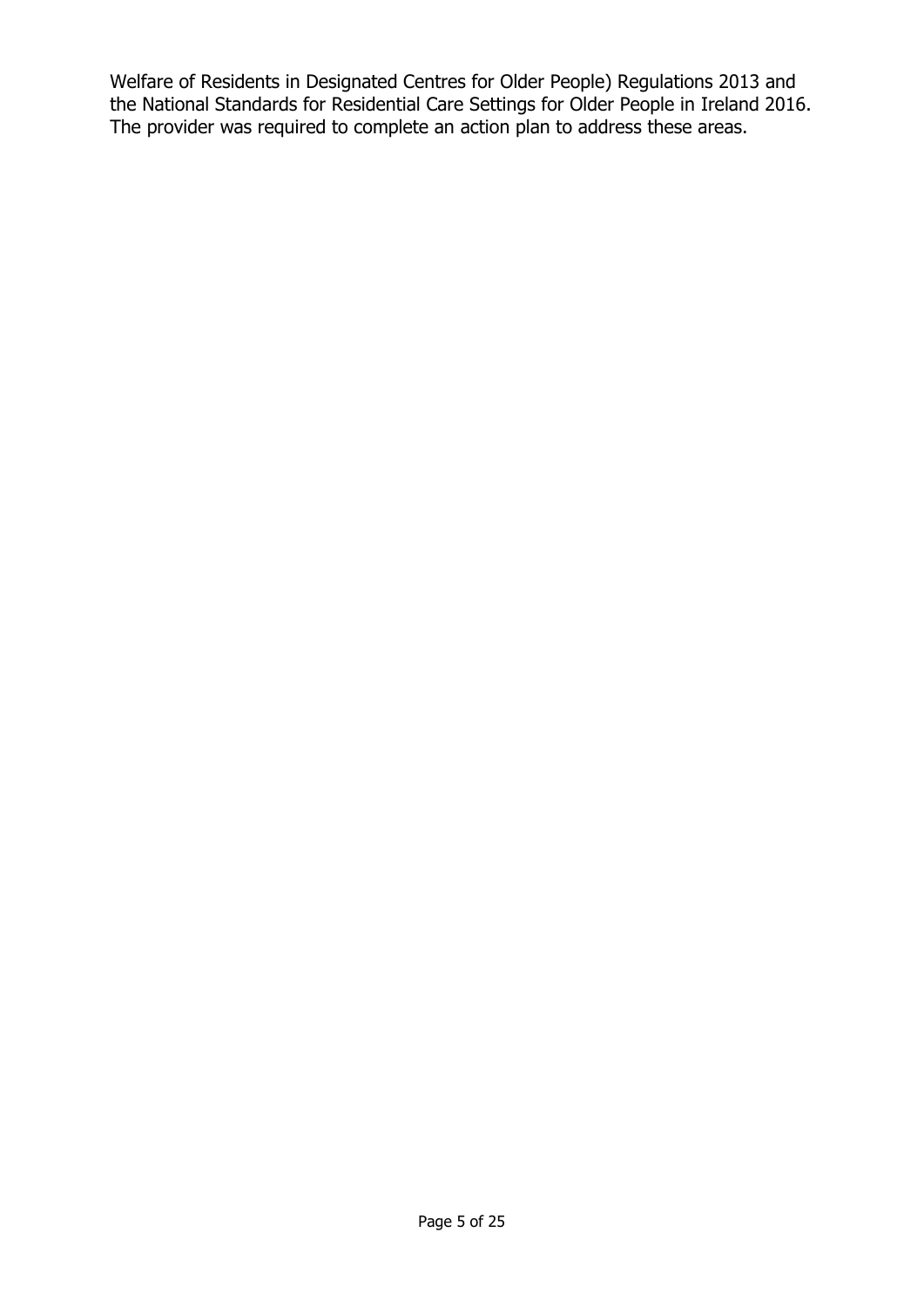Welfare of Residents in Designated Centres for Older People) Regulations 2013 and the National Standards for Residential Care Settings for Older People in Ireland 2016. The provider was required to complete an action plan to address these areas.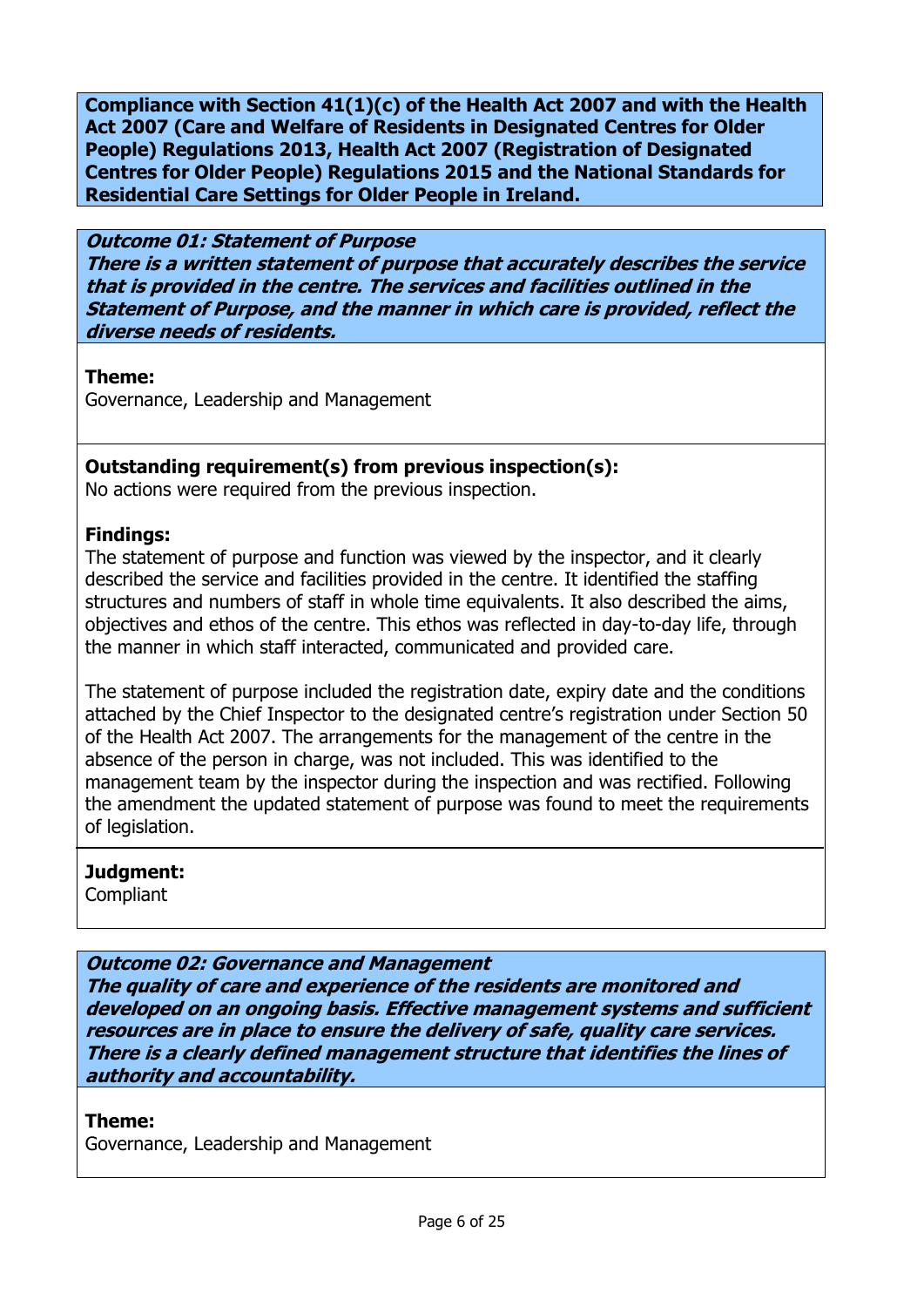**Compliance with Section 41(1)(c) of the Health Act 2007 and with the Health Act 2007 (Care and Welfare of Residents in Designated Centres for Older People) Regulations 2013, Health Act 2007 (Registration of Designated Centres for Older People) Regulations 2015 and the National Standards for Residential Care Settings for Older People in Ireland.**

***Outcome 01: Statement of Purpose***
***There is a written statement of purpose that accurately describes the service that is provided in the centre. The services and facilities outlined in the Statement of Purpose, and the manner in which care is provided, reflect the diverse needs of residents.***

**Theme:**
Governance, Leadership and Management

**Outstanding requirement(s) from previous inspection(s):**
No actions were required from the previous inspection.

**Findings:**
The statement of purpose and function was viewed by the inspector, and it clearly described the service and facilities provided in the centre. It identified the staffing structures and numbers of staff in whole time equivalents. It also described the aims, objectives and ethos of the centre. This ethos was reflected in day-to-day life, through the manner in which staff interacted, communicated and provided care.

The statement of purpose included the registration date, expiry date and the conditions attached by the Chief Inspector to the designated centre's registration under Section 50 of the Health Act 2007. The arrangements for the management of the centre in the absence of the person in charge, was not included. This was identified to the management team by the inspector during the inspection and was rectified. Following the amendment the updated statement of purpose was found to meet the requirements of legislation.

**Judgment:**
Compliant

***Outcome 02: Governance and Management***
***The quality of care and experience of the residents are monitored and developed on an ongoing basis. Effective management systems and sufficient resources are in place to ensure the delivery of safe, quality care services. There is a clearly defined management structure that identifies the lines of authority and accountability.***

**Theme:**
Governance, Leadership and Management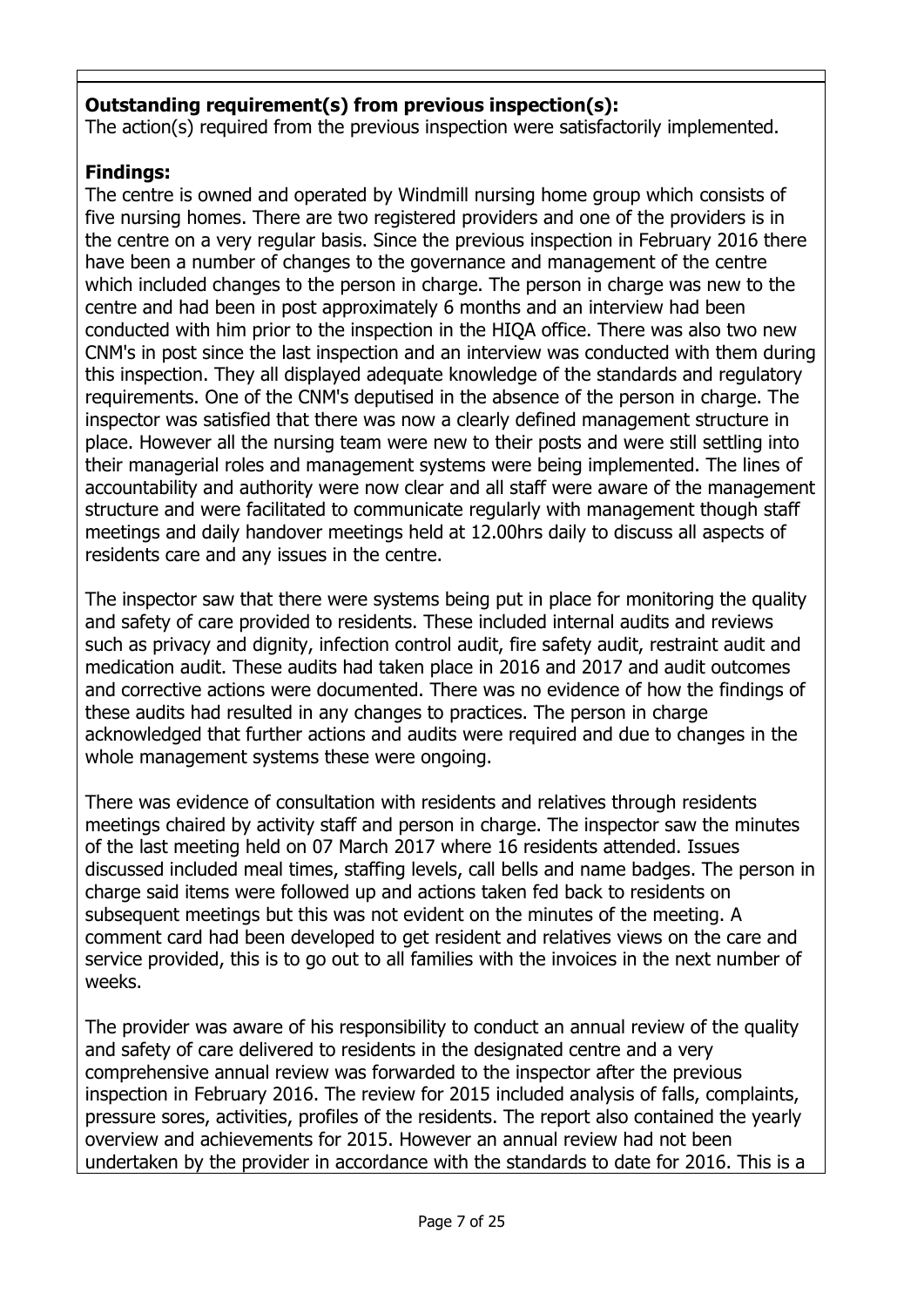**Outstanding requirement(s) from previous inspection(s):**
The action(s) required from the previous inspection were satisfactorily implemented.

**Findings:**
The centre is owned and operated by Windmill nursing home group which consists of five nursing homes. There are two registered providers and one of the providers is in the centre on a very regular basis. Since the previous inspection in February 2016 there have been a number of changes to the governance and management of the centre which included changes to the person in charge. The person in charge was new to the centre and had been in post approximately 6 months and an interview had been conducted with him prior to the inspection in the HIQA office. There was also two new CNM's in post since the last inspection and an interview was conducted with them during this inspection. They all displayed adequate knowledge of the standards and regulatory requirements. One of the CNM's deputised in the absence of the person in charge. The inspector was satisfied that there was now a clearly defined management structure in place. However all the nursing team were new to their posts and were still settling into their managerial roles and management systems were being implemented. The lines of accountability and authority were now clear and all staff were aware of the management structure and were facilitated to communicate regularly with management though staff meetings and daily handover meetings held at 12.00hrs daily to discuss all aspects of residents care and any issues in the centre.

The inspector saw that there were systems being put in place for monitoring the quality and safety of care provided to residents. These included internal audits and reviews such as privacy and dignity, infection control audit, fire safety audit, restraint audit and medication audit. These audits had taken place in 2016 and 2017 and audit outcomes and corrective actions were documented. There was no evidence of how the findings of these audits had resulted in any changes to practices. The person in charge acknowledged that further actions and audits were required and due to changes in the whole management systems these were ongoing.

There was evidence of consultation with residents and relatives through residents meetings chaired by activity staff and person in charge. The inspector saw the minutes of the last meeting held on 07 March 2017 where 16 residents attended. Issues discussed included meal times, staffing levels, call bells and name badges. The person in charge said items were followed up and actions taken fed back to residents on subsequent meetings but this was not evident on the minutes of the meeting. A comment card had been developed to get resident and relatives views on the care and service provided, this is to go out to all families with the invoices in the next number of weeks.

The provider was aware of his responsibility to conduct an annual review of the quality and safety of care delivered to residents in the designated centre and a very comprehensive annual review was forwarded to the inspector after the previous inspection in February 2016. The review for 2015 included analysis of falls, complaints, pressure sores, activities, profiles of the residents. The report also contained the yearly overview and achievements for 2015. However an annual review had not been undertaken by the provider in accordance with the standards to date for 2016. This is a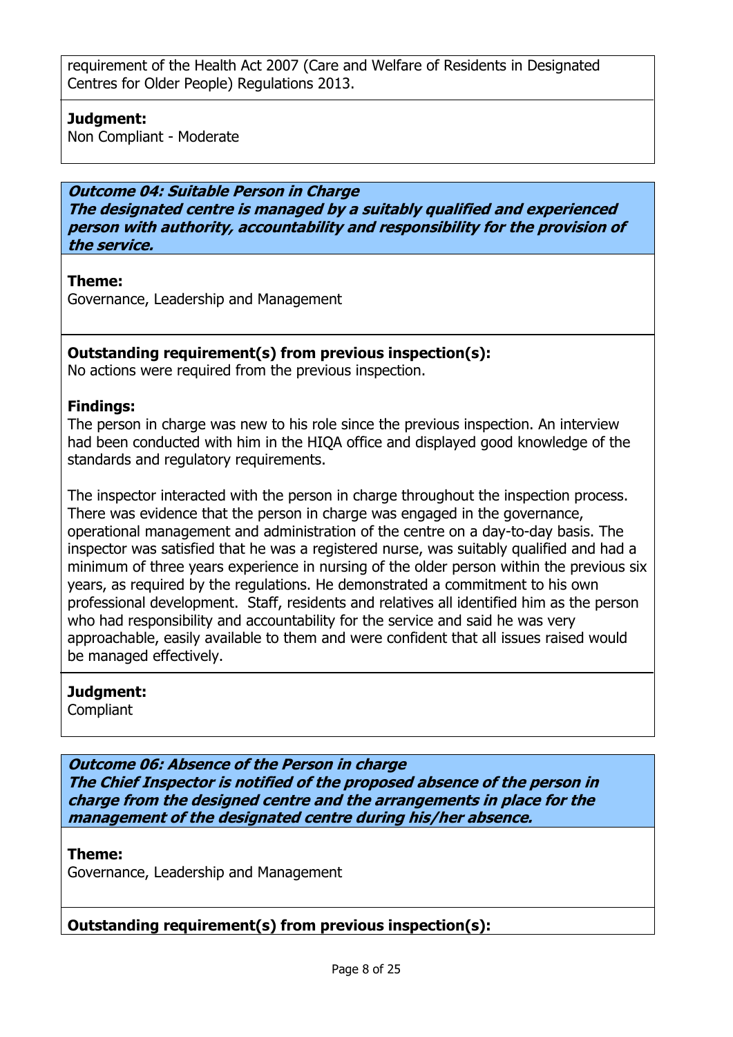requirement of the Health Act 2007 (Care and Welfare of Residents in Designated Centres for Older People) Regulations 2013.

**Judgment:**
Non Compliant - Moderate

***Outcome 04: Suitable Person in Charge***
***The designated centre is managed by a suitably qualified and experienced person with authority, accountability and responsibility for the provision of the service.***

**Theme:**
Governance, Leadership and Management

**Outstanding requirement(s) from previous inspection(s):**
No actions were required from the previous inspection.

**Findings:**
The person in charge was new to his role since the previous inspection. An interview had been conducted with him in the HIQA office and displayed good knowledge of the standards and regulatory requirements.

The inspector interacted with the person in charge throughout the inspection process. There was evidence that the person in charge was engaged in the governance, operational management and administration of the centre on a day-to-day basis. The inspector was satisfied that he was a registered nurse, was suitably qualified and had a minimum of three years experience in nursing of the older person within the previous six years, as required by the regulations. He demonstrated a commitment to his own professional development. Staff, residents and relatives all identified him as the person who had responsibility and accountability for the service and said he was very approachable, easily available to them and were confident that all issues raised would be managed effectively.

**Judgment:**
Compliant

***Outcome 06: Absence of the Person in charge***
***The Chief Inspector is notified of the proposed absence of the person in charge from the designed centre and the arrangements in place for the management of the designated centre during his/her absence.***

**Theme:**
Governance, Leadership and Management

**Outstanding requirement(s) from previous inspection(s):**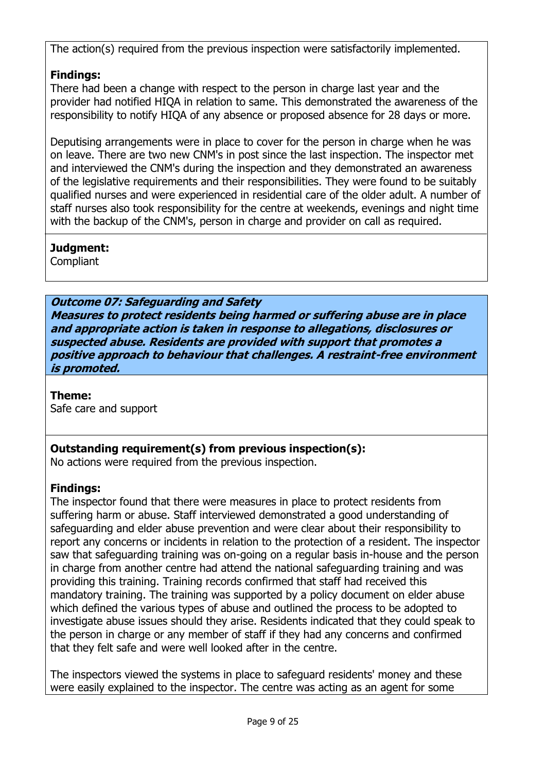The action(s) required from the previous inspection were satisfactorily implemented.

**Findings:**
There had been a change with respect to the person in charge last year and the provider had notified HIQA in relation to same. This demonstrated the awareness of the responsibility to notify HIQA of any absence or proposed absence for 28 days or more.

Deputising arrangements were in place to cover for the person in charge when he was on leave. There are two new CNM's in post since the last inspection. The inspector met and interviewed the CNM's during the inspection and they demonstrated an awareness of the legislative requirements and their responsibilities. They were found to be suitably qualified nurses and were experienced in residential care of the older adult. A number of staff nurses also took responsibility for the centre at weekends, evenings and night time with the backup of the CNM's, person in charge and provider on call as required.

**Judgment:**
Compliant

***Outcome 07: Safeguarding and Safety***
***Measures to protect residents being harmed or suffering abuse are in place and appropriate action is taken in response to allegations, disclosures or suspected abuse. Residents are provided with support that promotes a positive approach to behaviour that challenges. A restraint-free environment is promoted.***

**Theme:**
Safe care and support

**Outstanding requirement(s) from previous inspection(s):**
No actions were required from the previous inspection.

**Findings:**
The inspector found that there were measures in place to protect residents from suffering harm or abuse. Staff interviewed demonstrated a good understanding of safeguarding and elder abuse prevention and were clear about their responsibility to report any concerns or incidents in relation to the protection of a resident. The inspector saw that safeguarding training was on-going on a regular basis in-house and the person in charge from another centre had attend the national safeguarding training and was providing this training. Training records confirmed that staff had received this mandatory training. The training was supported by a policy document on elder abuse which defined the various types of abuse and outlined the process to be adopted to investigate abuse issues should they arise. Residents indicated that they could speak to the person in charge or any member of staff if they had any concerns and confirmed that they felt safe and were well looked after in the centre.

The inspectors viewed the systems in place to safeguard residents' money and these were easily explained to the inspector. The centre was acting as an agent for some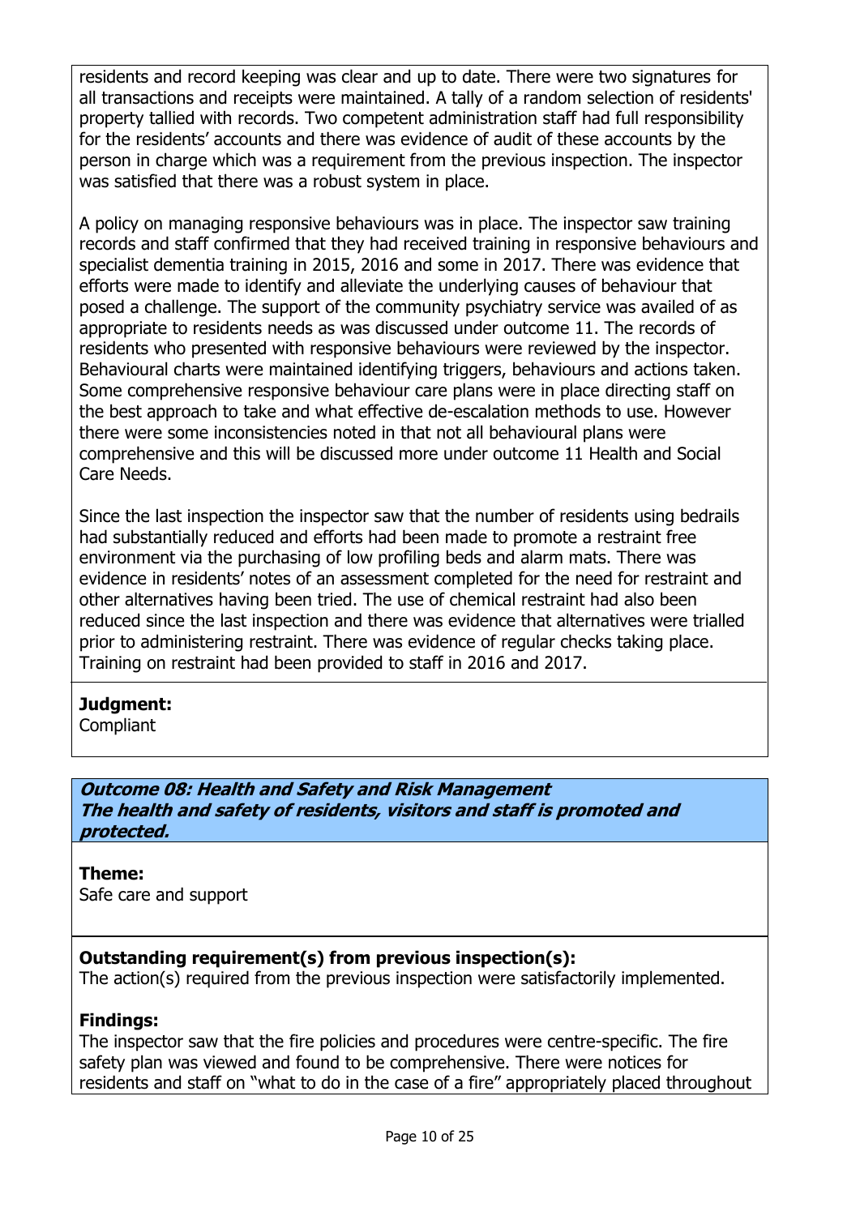residents and record keeping was clear and up to date. There were two signatures for all transactions and receipts were maintained. A tally of a random selection of residents' property tallied with records. Two competent administration staff had full responsibility for the residents' accounts and there was evidence of audit of these accounts by the person in charge which was a requirement from the previous inspection. The inspector was satisfied that there was a robust system in place.

A policy on managing responsive behaviours was in place. The inspector saw training records and staff confirmed that they had received training in responsive behaviours and specialist dementia training in 2015, 2016 and some in 2017. There was evidence that efforts were made to identify and alleviate the underlying causes of behaviour that posed a challenge. The support of the community psychiatry service was availed of as appropriate to residents needs as was discussed under outcome 11. The records of residents who presented with responsive behaviours were reviewed by the inspector. Behavioural charts were maintained identifying triggers, behaviours and actions taken. Some comprehensive responsive behaviour care plans were in place directing staff on the best approach to take and what effective de-escalation methods to use. However there were some inconsistencies noted in that not all behavioural plans were comprehensive and this will be discussed more under outcome 11 Health and Social Care Needs.

Since the last inspection the inspector saw that the number of residents using bedrails had substantially reduced and efforts had been made to promote a restraint free environment via the purchasing of low profiling beds and alarm mats. There was evidence in residents' notes of an assessment completed for the need for restraint and other alternatives having been tried. The use of chemical restraint had also been reduced since the last inspection and there was evidence that alternatives were trialled prior to administering restraint. There was evidence of regular checks taking place. Training on restraint had been provided to staff in 2016 and 2017.

**Judgment:**
Compliant

***Outcome 08: Health and Safety and Risk Management***
***The health and safety of residents, visitors and staff is promoted and protected.***

**Theme:**
Safe care and support

**Outstanding requirement(s) from previous inspection(s):**
The action(s) required from the previous inspection were satisfactorily implemented.

**Findings:**
The inspector saw that the fire policies and procedures were centre-specific. The fire safety plan was viewed and found to be comprehensive. There were notices for residents and staff on "what to do in the case of a fire" appropriately placed throughout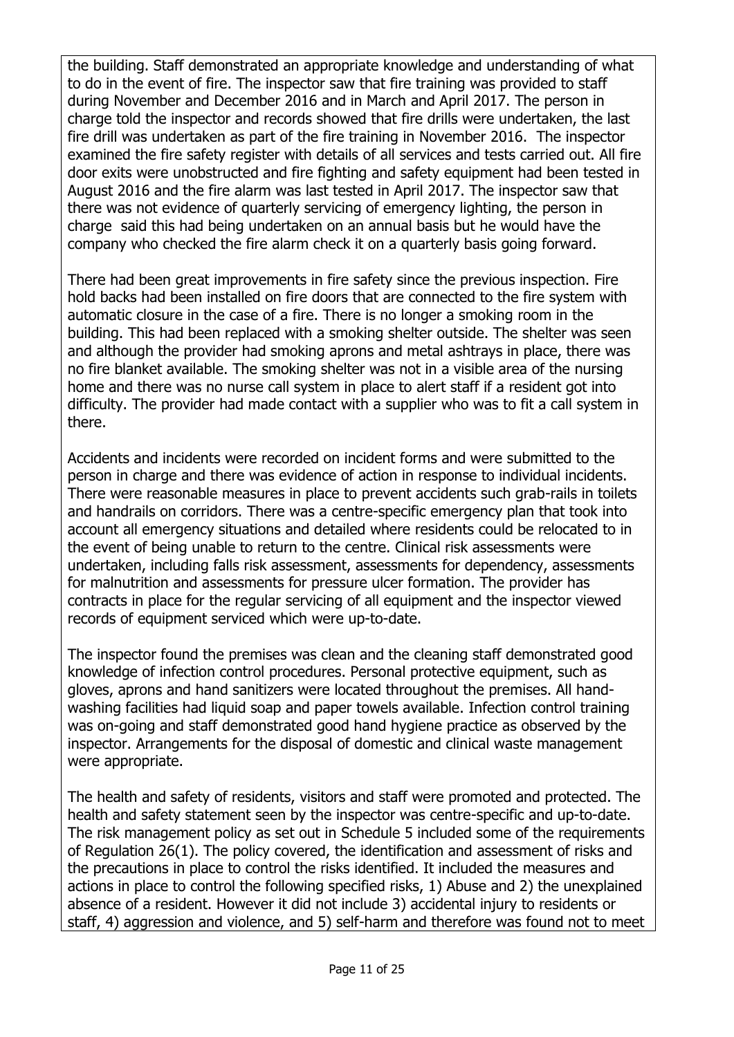the building. Staff demonstrated an appropriate knowledge and understanding of what to do in the event of fire. The inspector saw that fire training was provided to staff during November and December 2016 and in March and April 2017. The person in charge told the inspector and records showed that fire drills were undertaken, the last fire drill was undertaken as part of the fire training in November 2016. The inspector examined the fire safety register with details of all services and tests carried out. All fire door exits were unobstructed and fire fighting and safety equipment had been tested in August 2016 and the fire alarm was last tested in April 2017. The inspector saw that there was not evidence of quarterly servicing of emergency lighting, the person in charge said this had being undertaken on an annual basis but he would have the company who checked the fire alarm check it on a quarterly basis going forward.

There had been great improvements in fire safety since the previous inspection. Fire hold backs had been installed on fire doors that are connected to the fire system with automatic closure in the case of a fire. There is no longer a smoking room in the building. This had been replaced with a smoking shelter outside. The shelter was seen and although the provider had smoking aprons and metal ashtrays in place, there was no fire blanket available. The smoking shelter was not in a visible area of the nursing home and there was no nurse call system in place to alert staff if a resident got into difficulty. The provider had made contact with a supplier who was to fit a call system in there.

Accidents and incidents were recorded on incident forms and were submitted to the person in charge and there was evidence of action in response to individual incidents. There were reasonable measures in place to prevent accidents such grab-rails in toilets and handrails on corridors. There was a centre-specific emergency plan that took into account all emergency situations and detailed where residents could be relocated to in the event of being unable to return to the centre. Clinical risk assessments were undertaken, including falls risk assessment, assessments for dependency, assessments for malnutrition and assessments for pressure ulcer formation. The provider has contracts in place for the regular servicing of all equipment and the inspector viewed records of equipment serviced which were up-to-date.

The inspector found the premises was clean and the cleaning staff demonstrated good knowledge of infection control procedures. Personal protective equipment, such as gloves, aprons and hand sanitizers were located throughout the premises. All hand-washing facilities had liquid soap and paper towels available. Infection control training was on-going and staff demonstrated good hand hygiene practice as observed by the inspector. Arrangements for the disposal of domestic and clinical waste management were appropriate.

The health and safety of residents, visitors and staff were promoted and protected. The health and safety statement seen by the inspector was centre-specific and up-to-date. The risk management policy as set out in Schedule 5 included some of the requirements of Regulation 26(1). The policy covered, the identification and assessment of risks and the precautions in place to control the risks identified. It included the measures and actions in place to control the following specified risks, 1) Abuse and 2) the unexplained absence of a resident. However it did not include 3) accidental injury to residents or staff, 4) aggression and violence, and 5) self-harm and therefore was found not to meet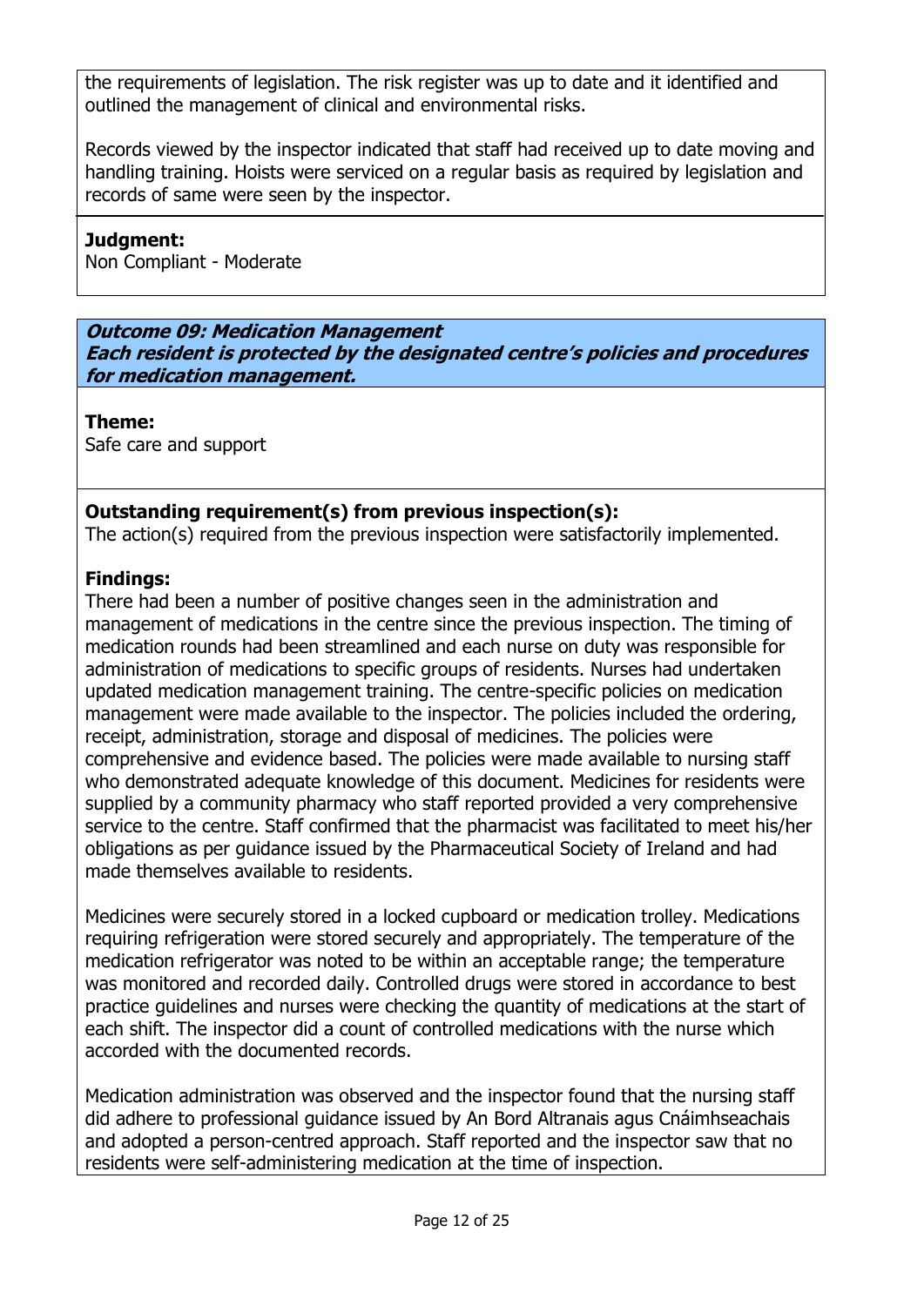the requirements of legislation. The risk register was up to date and it identified and outlined the management of clinical and environmental risks.

Records viewed by the inspector indicated that staff had received up to date moving and handling training. Hoists were serviced on a regular basis as required by legislation and records of same were seen by the inspector.

**Judgment:**
Non Compliant - Moderate

***Outcome 09: Medication Management***
***Each resident is protected by the designated centre's policies and procedures for medication management.***

**Theme:**
Safe care and support

**Outstanding requirement(s) from previous inspection(s):**
The action(s) required from the previous inspection were satisfactorily implemented.

**Findings:**
There had been a number of positive changes seen in the administration and management of medications in the centre since the previous inspection. The timing of medication rounds had been streamlined and each nurse on duty was responsible for administration of medications to specific groups of residents. Nurses had undertaken updated medication management training. The centre-specific policies on medication management were made available to the inspector. The policies included the ordering, receipt, administration, storage and disposal of medicines. The policies were comprehensive and evidence based. The policies were made available to nursing staff who demonstrated adequate knowledge of this document. Medicines for residents were supplied by a community pharmacy who staff reported provided a very comprehensive service to the centre. Staff confirmed that the pharmacist was facilitated to meet his/her obligations as per guidance issued by the Pharmaceutical Society of Ireland and had made themselves available to residents.

Medicines were securely stored in a locked cupboard or medication trolley. Medications requiring refrigeration were stored securely and appropriately. The temperature of the medication refrigerator was noted to be within an acceptable range; the temperature was monitored and recorded daily. Controlled drugs were stored in accordance to best practice guidelines and nurses were checking the quantity of medications at the start of each shift. The inspector did a count of controlled medications with the nurse which accorded with the documented records.

Medication administration was observed and the inspector found that the nursing staff did adhere to professional guidance issued by An Bord Altranais agus Cnáimhseachais and adopted a person-centred approach. Staff reported and the inspector saw that no residents were self-administering medication at the time of inspection.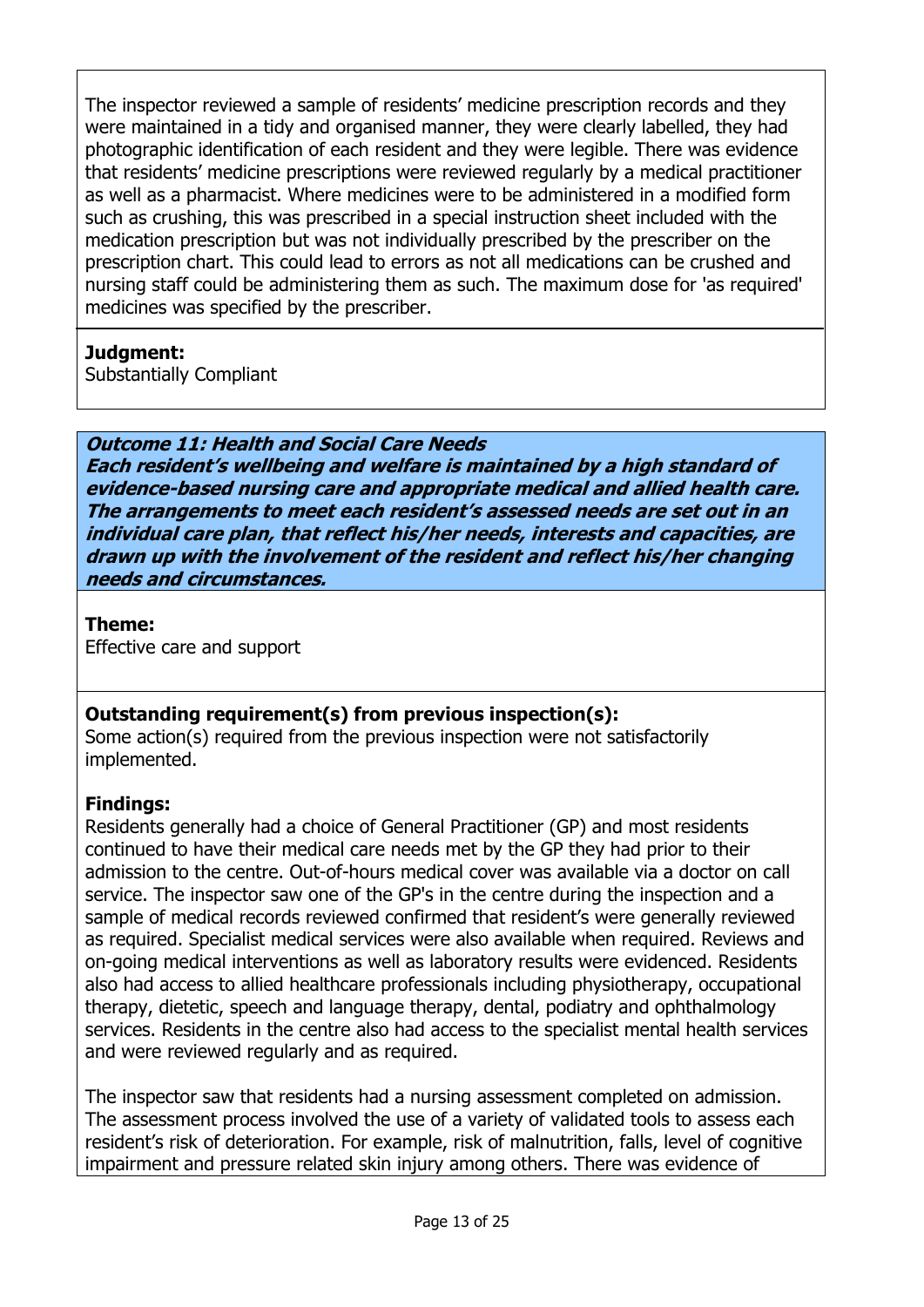The inspector reviewed a sample of residents' medicine prescription records and they were maintained in a tidy and organised manner, they were clearly labelled, they had photographic identification of each resident and they were legible. There was evidence that residents' medicine prescriptions were reviewed regularly by a medical practitioner as well as a pharmacist. Where medicines were to be administered in a modified form such as crushing, this was prescribed in a special instruction sheet included with the medication prescription but was not individually prescribed by the prescriber on the prescription chart. This could lead to errors as not all medications can be crushed and nursing staff could be administering them as such. The maximum dose for 'as required' medicines was specified by the prescriber.

**Judgment:**
Substantially Compliant

***Outcome 11: Health and Social Care Needs***
***Each resident's wellbeing and welfare is maintained by a high standard of evidence-based nursing care and appropriate medical and allied health care. The arrangements to meet each resident's assessed needs are set out in an individual care plan, that reflect his/her needs, interests and capacities, are drawn up with the involvement of the resident and reflect his/her changing needs and circumstances.***

**Theme:**
Effective care and support

**Outstanding requirement(s) from previous inspection(s):**
Some action(s) required from the previous inspection were not satisfactorily implemented.

**Findings:**
Residents generally had a choice of General Practitioner (GP) and most residents continued to have their medical care needs met by the GP they had prior to their admission to the centre. Out-of-hours medical cover was available via a doctor on call service. The inspector saw one of the GP's in the centre during the inspection and a sample of medical records reviewed confirmed that resident's were generally reviewed as required. Specialist medical services were also available when required. Reviews and on-going medical interventions as well as laboratory results were evidenced. Residents also had access to allied healthcare professionals including physiotherapy, occupational therapy, dietetic, speech and language therapy, dental, podiatry and ophthalmology services. Residents in the centre also had access to the specialist mental health services and were reviewed regularly and as required.

The inspector saw that residents had a nursing assessment completed on admission. The assessment process involved the use of a variety of validated tools to assess each resident's risk of deterioration. For example, risk of malnutrition, falls, level of cognitive impairment and pressure related skin injury among others. There was evidence of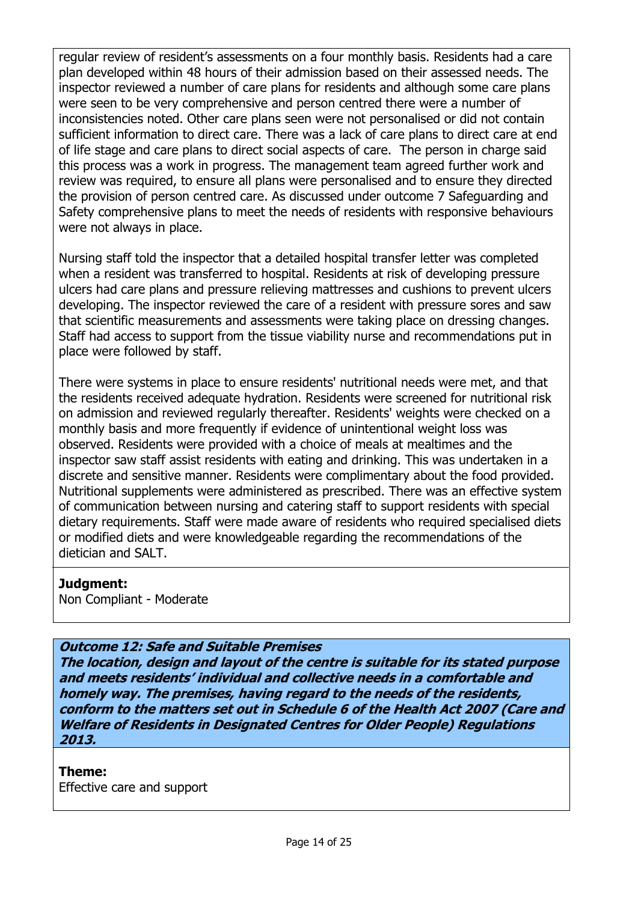regular review of resident's assessments on a four monthly basis. Residents had a care plan developed within 48 hours of their admission based on their assessed needs. The inspector reviewed a number of care plans for residents and although some care plans were seen to be very comprehensive and person centred there were a number of inconsistencies noted. Other care plans seen were not personalised or did not contain sufficient information to direct care. There was a lack of care plans to direct care at end of life stage and care plans to direct social aspects of care. The person in charge said this process was a work in progress. The management team agreed further work and review was required, to ensure all plans were personalised and to ensure they directed the provision of person centred care. As discussed under outcome 7 Safeguarding and Safety comprehensive plans to meet the needs of residents with responsive behaviours were not always in place.

Nursing staff told the inspector that a detailed hospital transfer letter was completed when a resident was transferred to hospital. Residents at risk of developing pressure ulcers had care plans and pressure relieving mattresses and cushions to prevent ulcers developing. The inspector reviewed the care of a resident with pressure sores and saw that scientific measurements and assessments were taking place on dressing changes. Staff had access to support from the tissue viability nurse and recommendations put in place were followed by staff.

There were systems in place to ensure residents' nutritional needs were met, and that the residents received adequate hydration. Residents were screened for nutritional risk on admission and reviewed regularly thereafter. Residents' weights were checked on a monthly basis and more frequently if evidence of unintentional weight loss was observed. Residents were provided with a choice of meals at mealtimes and the inspector saw staff assist residents with eating and drinking. This was undertaken in a discrete and sensitive manner. Residents were complimentary about the food provided. Nutritional supplements were administered as prescribed. There was an effective system of communication between nursing and catering staff to support residents with special dietary requirements. Staff were made aware of residents who required specialised diets or modified diets and were knowledgeable regarding the recommendations of the dietician and SALT.

**Judgment:**
Non Compliant - Moderate

***Outcome 12: Safe and Suitable Premises***
***The location, design and layout of the centre is suitable for its stated purpose and meets residents' individual and collective needs in a comfortable and homely way. The premises, having regard to the needs of the residents, conform to the matters set out in Schedule 6 of the Health Act 2007 (Care and Welfare of Residents in Designated Centres for Older People) Regulations 2013.***

**Theme:**
Effective care and support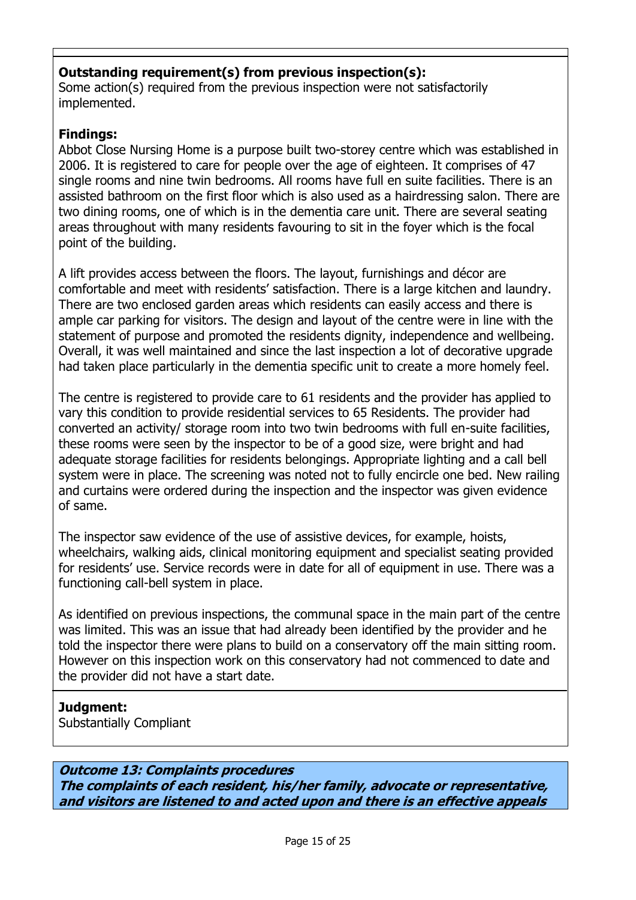**Outstanding requirement(s) from previous inspection(s):**
Some action(s) required from the previous inspection were not satisfactorily implemented.

**Findings:**
Abbot Close Nursing Home is a purpose built two-storey centre which was established in 2006. It is registered to care for people over the age of eighteen. It comprises of 47 single rooms and nine twin bedrooms. All rooms have full en suite facilities. There is an assisted bathroom on the first floor which is also used as a hairdressing salon. There are two dining rooms, one of which is in the dementia care unit. There are several seating areas throughout with many residents favouring to sit in the foyer which is the focal point of the building.

A lift provides access between the floors. The layout, furnishings and décor are comfortable and meet with residents' satisfaction. There is a large kitchen and laundry. There are two enclosed garden areas which residents can easily access and there is ample car parking for visitors. The design and layout of the centre were in line with the statement of purpose and promoted the residents dignity, independence and wellbeing. Overall, it was well maintained and since the last inspection a lot of decorative upgrade had taken place particularly in the dementia specific unit to create a more homely feel.

The centre is registered to provide care to 61 residents and the provider has applied to vary this condition to provide residential services to 65 Residents. The provider had converted an activity/ storage room into two twin bedrooms with full en-suite facilities, these rooms were seen by the inspector to be of a good size, were bright and had adequate storage facilities for residents belongings. Appropriate lighting and a call bell system were in place. The screening was noted not to fully encircle one bed. New railing and curtains were ordered during the inspection and the inspector was given evidence of same.

The inspector saw evidence of the use of assistive devices, for example, hoists, wheelchairs, walking aids, clinical monitoring equipment and specialist seating provided for residents' use. Service records were in date for all of equipment in use. There was a functioning call-bell system in place.

As identified on previous inspections, the communal space in the main part of the centre was limited. This was an issue that had already been identified by the provider and he told the inspector there were plans to build on a conservatory off the main sitting room. However on this inspection work on this conservatory had not commenced to date and the provider did not have a start date.

**Judgment:**
Substantially Compliant

***Outcome 13: Complaints procedures***
***The complaints of each resident, his/her family, advocate or representative, and visitors are listened to and acted upon and there is an effective appeals***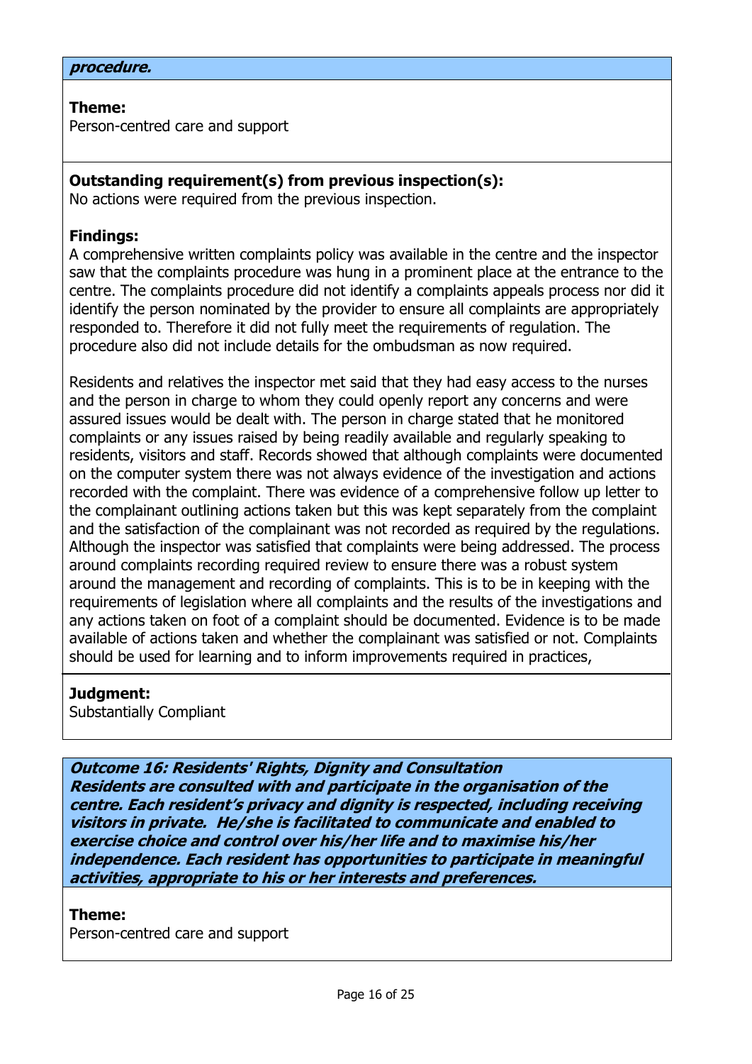***procedure.***

**Theme:**
Person-centred care and support

**Outstanding requirement(s) from previous inspection(s):**
No actions were required from the previous inspection.

**Findings:**
A comprehensive written complaints policy was available in the centre and the inspector saw that the complaints procedure was hung in a prominent place at the entrance to the centre. The complaints procedure did not identify a complaints appeals process nor did it identify the person nominated by the provider to ensure all complaints are appropriately responded to. Therefore it did not fully meet the requirements of regulation. The procedure also did not include details for the ombudsman as now required.

Residents and relatives the inspector met said that they had easy access to the nurses and the person in charge to whom they could openly report any concerns and were assured issues would be dealt with. The person in charge stated that he monitored complaints or any issues raised by being readily available and regularly speaking to residents, visitors and staff. Records showed that although complaints were documented on the computer system there was not always evidence of the investigation and actions recorded with the complaint. There was evidence of a comprehensive follow up letter to the complainant outlining actions taken but this was kept separately from the complaint and the satisfaction of the complainant was not recorded as required by the regulations. Although the inspector was satisfied that complaints were being addressed. The process around complaints recording required review to ensure there was a robust system around the management and recording of complaints. This is to be in keeping with the requirements of legislation where all complaints and the results of the investigations and any actions taken on foot of a complaint should be documented. Evidence is to be made available of actions taken and whether the complainant was satisfied or not. Complaints should be used for learning and to inform improvements required in practices,

**Judgment:**
Substantially Compliant

***Outstanding 16: Residents' Rights, Dignity and Consultation***
***Residents are consulted with and participate in the organisation of the centre. Each resident's privacy and dignity is respected, including receiving visitors in private. He/she is facilitated to communicate and enabled to exercise choice and control over his/her life and to maximise his/her independence. Each resident has opportunities to participate in meaningful activities, appropriate to his or her interests and preferences.***

**Theme:**
Person-centred care and support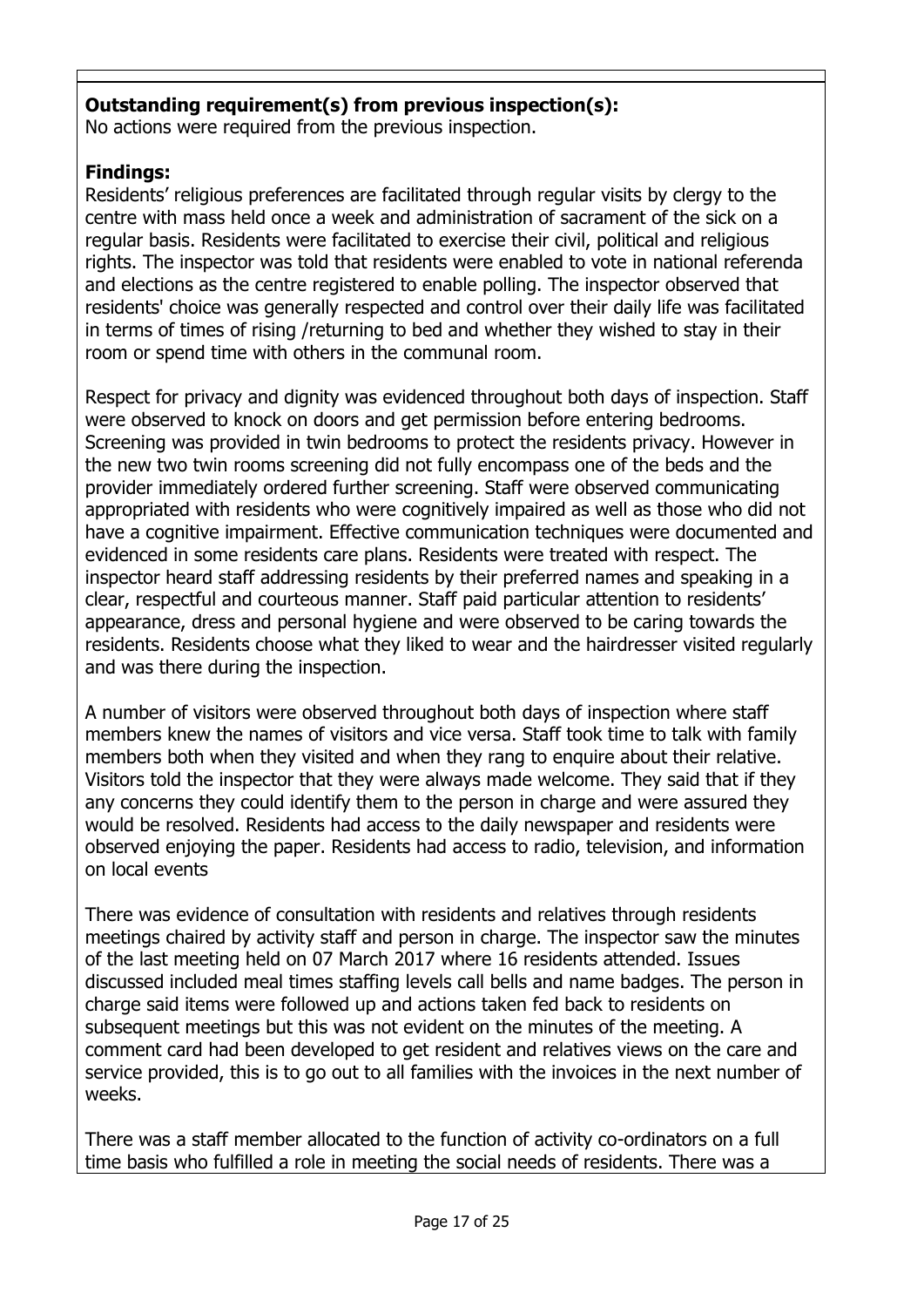**Outstanding requirement(s) from previous inspection(s):**
No actions were required from the previous inspection.

**Findings:**
Residents' religious preferences are facilitated through regular visits by clergy to the centre with mass held once a week and administration of sacrament of the sick on a regular basis. Residents were facilitated to exercise their civil, political and religious rights. The inspector was told that residents were enabled to vote in national referenda and elections as the centre registered to enable polling. The inspector observed that residents' choice was generally respected and control over their daily life was facilitated in terms of times of rising /returning to bed and whether they wished to stay in their room or spend time with others in the communal room.

Respect for privacy and dignity was evidenced throughout both days of inspection. Staff were observed to knock on doors and get permission before entering bedrooms. Screening was provided in twin bedrooms to protect the residents privacy. However in the new two twin rooms screening did not fully encompass one of the beds and the provider immediately ordered further screening. Staff were observed communicating appropriated with residents who were cognitively impaired as well as those who did not have a cognitive impairment. Effective communication techniques were documented and evidenced in some residents care plans. Residents were treated with respect. The inspector heard staff addressing residents by their preferred names and speaking in a clear, respectful and courteous manner. Staff paid particular attention to residents' appearance, dress and personal hygiene and were observed to be caring towards the residents. Residents choose what they liked to wear and the hairdresser visited regularly and was there during the inspection.

A number of visitors were observed throughout both days of inspection where staff members knew the names of visitors and vice versa. Staff took time to talk with family members both when they visited and when they rang to enquire about their relative. Visitors told the inspector that they were always made welcome. They said that if they any concerns they could identify them to the person in charge and were assured they would be resolved. Residents had access to the daily newspaper and residents were observed enjoying the paper. Residents had access to radio, television, and information on local events

There was evidence of consultation with residents and relatives through residents meetings chaired by activity staff and person in charge. The inspector saw the minutes of the last meeting held on 07 March 2017 where 16 residents attended. Issues discussed included meal times staffing levels call bells and name badges. The person in charge said items were followed up and actions taken fed back to residents on subsequent meetings but this was not evident on the minutes of the meeting. A comment card had been developed to get resident and relatives views on the care and service provided, this is to go out to all families with the invoices in the next number of weeks.

There was a staff member allocated to the function of activity co-ordinators on a full time basis who fulfilled a role in meeting the social needs of residents. There was a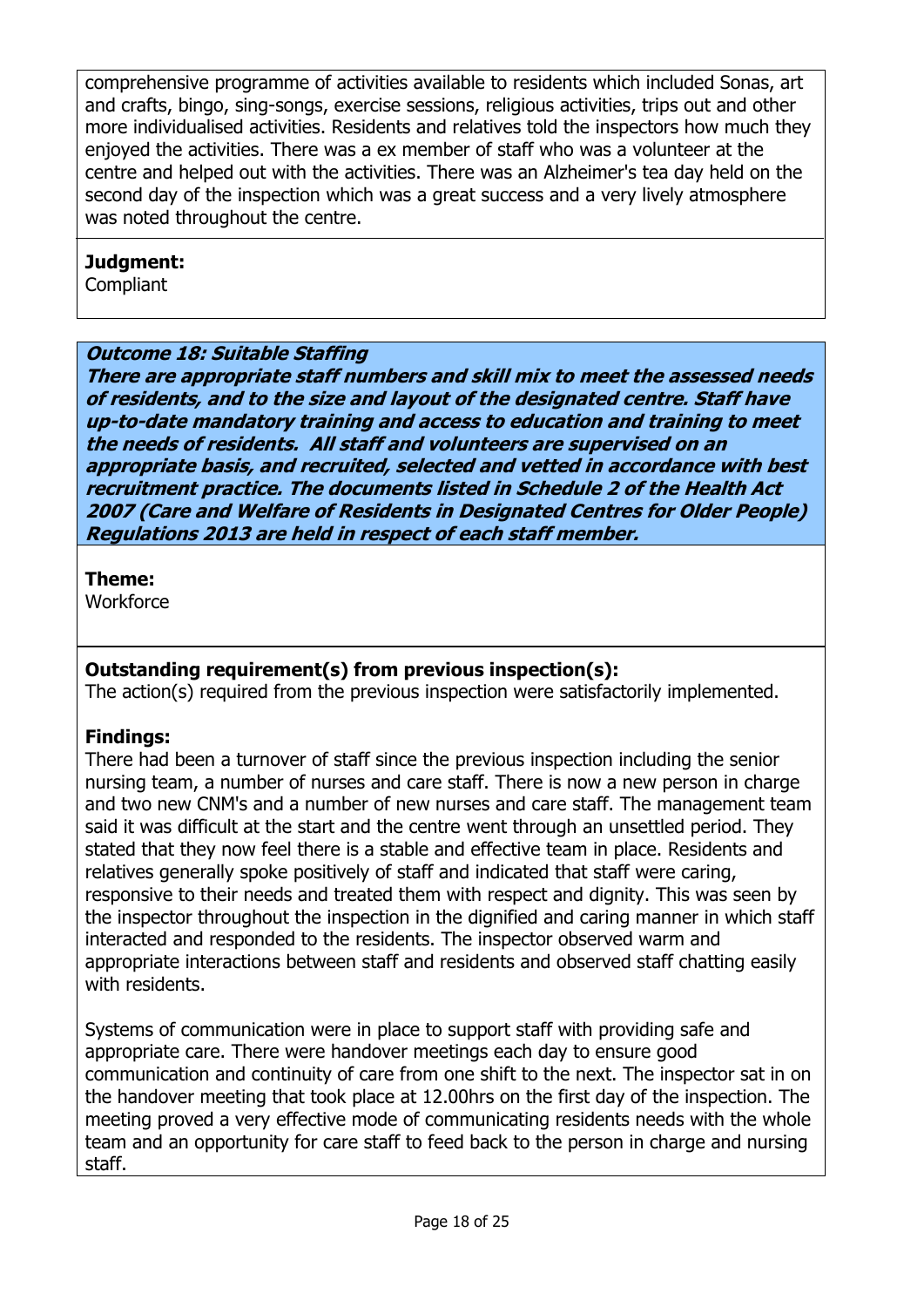comprehensive programme of activities available to residents which included Sonas, art and crafts, bingo, sing-songs, exercise sessions, religious activities, trips out and other more individualised activities. Residents and relatives told the inspectors how much they enjoyed the activities. There was a ex member of staff who was a volunteer at the centre and helped out with the activities. There was an Alzheimer's tea day held on the second day of the inspection which was a great success and a very lively atmosphere was noted throughout the centre.

**Judgment:**
Compliant

***Outcome 18: Suitable Staffing***
***There are appropriate staff numbers and skill mix to meet the assessed needs of residents, and to the size and layout of the designated centre. Staff have up-to-date mandatory training and access to education and training to meet the needs of residents. All staff and volunteers are supervised on an appropriate basis, and recruited, selected and vetted in accordance with best recruitment practice. The documents listed in Schedule 2 of the Health Act 2007 (Care and Welfare of Residents in Designated Centres for Older People) Regulations 2013 are held in respect of each staff member.***

**Theme:**
Workforce

**Outstanding requirement(s) from previous inspection(s):**
The action(s) required from the previous inspection were satisfactorily implemented.

**Findings:**
There had been a turnover of staff since the previous inspection including the senior nursing team, a number of nurses and care staff. There is now a new person in charge and two new CNM's and a number of new nurses and care staff. The management team said it was difficult at the start and the centre went through an unsettled period. They stated that they now feel there is a stable and effective team in place. Residents and relatives generally spoke positively of staff and indicated that staff were caring, responsive to their needs and treated them with respect and dignity. This was seen by the inspector throughout the inspection in the dignified and caring manner in which staff interacted and responded to the residents. The inspector observed warm and appropriate interactions between staff and residents and observed staff chatting easily with residents.

Systems of communication were in place to support staff with providing safe and appropriate care. There were handover meetings each day to ensure good communication and continuity of care from one shift to the next. The inspector sat in on the handover meeting that took place at 12.00hrs on the first day of the inspection. The meeting proved a very effective mode of communicating residents needs with the whole team and an opportunity for care staff to feed back to the person in charge and nursing staff.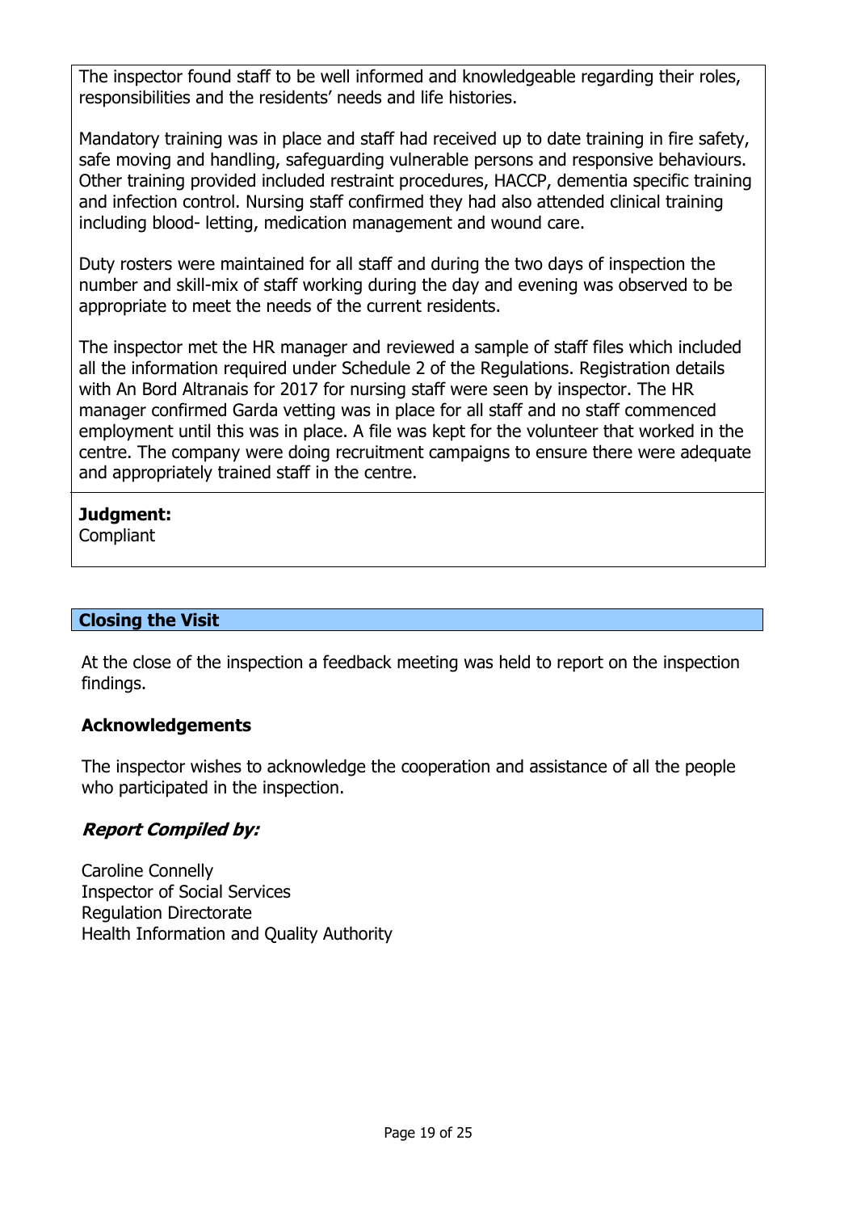The inspector found staff to be well informed and knowledgeable regarding their roles, responsibilities and the residents' needs and life histories.

Mandatory training was in place and staff had received up to date training in fire safety, safe moving and handling, safeguarding vulnerable persons and responsive behaviours. Other training provided included restraint procedures, HACCP, dementia specific training and infection control. Nursing staff confirmed they had also attended clinical training including blood- letting, medication management and wound care.

Duty rosters were maintained for all staff and during the two days of inspection the number and skill-mix of staff working during the day and evening was observed to be appropriate to meet the needs of the current residents.

The inspector met the HR manager and reviewed a sample of staff files which included all the information required under Schedule 2 of the Regulations. Registration details with An Bord Altranais for 2017 for nursing staff were seen by inspector. The HR manager confirmed Garda vetting was in place for all staff and no staff commenced employment until this was in place. A file was kept for the volunteer that worked in the centre. The company were doing recruitment campaigns to ensure there were adequate and appropriately trained staff in the centre.

**Judgment:**
Compliant

## Closing the Visit

At the close of the inspection a feedback meeting was held to report on the inspection findings.

### Acknowledgements

The inspector wishes to acknowledge the cooperation and assistance of all the people who participated in the inspection.

***Report Compiled by:***

Caroline Connelly
Inspector of Social Services
Regulation Directorate
Health Information and Quality Authority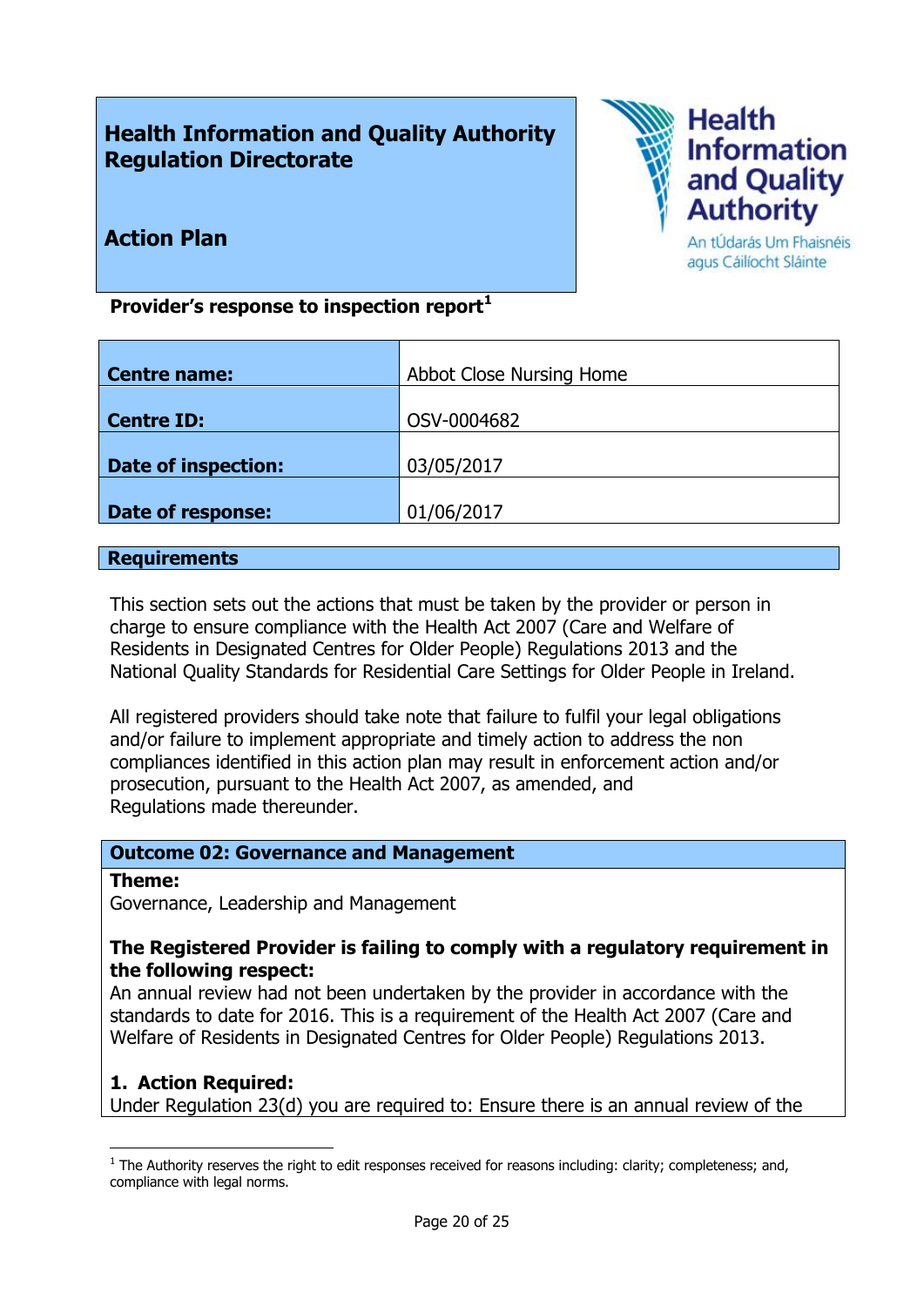**Health Information and Quality Authority**
**Regulation Directorate**

**Action Plan**

Health Information and Quality Authority
An tÚdarás Um Fhaisnéis agus Cáilíocht Sláinte

**Provider's response to inspection report**[1]

| | |
|---|---|
| **Centre name:** | Abbot Close Nursing Home |
| **Centre ID:** | OSV-0004682 |
| **Date of inspection:** | 03/05/2017 |
| **Date of response:** | 01/06/2017 |

## Requirements

This section sets out the actions that must be taken by the provider or person in charge to ensure compliance with the Health Act 2007 (Care and Welfare of Residents in Designated Centres for Older People) Regulations 2013 and the National Quality Standards for Residential Care Settings for Older People in Ireland.

All registered providers should take note that failure to fulfil your legal obligations and/or failure to implement appropriate and timely action to address the non compliances identified in this action plan may result in enforcement action and/or prosecution, pursuant to the Health Act 2007, as amended, and Regulations made thereunder.

### Outcome 02: Governance and Management

**Theme:**
Governance, Leadership and Management

**The Registered Provider is failing to comply with a regulatory requirement in the following respect:**
An annual review had not been undertaken by the provider in accordance with the standards to date for 2016. This is a requirement of the Health Act 2007 (Care and Welfare of Residents in Designated Centres for Older People) Regulations 2013.

**1. Action Required:**
Under Regulation 23(d) you are required to: Ensure there is an annual review of the

[1] The Authority reserves the right to edit responses received for reasons including: clarity; completeness; and, compliance with legal norms.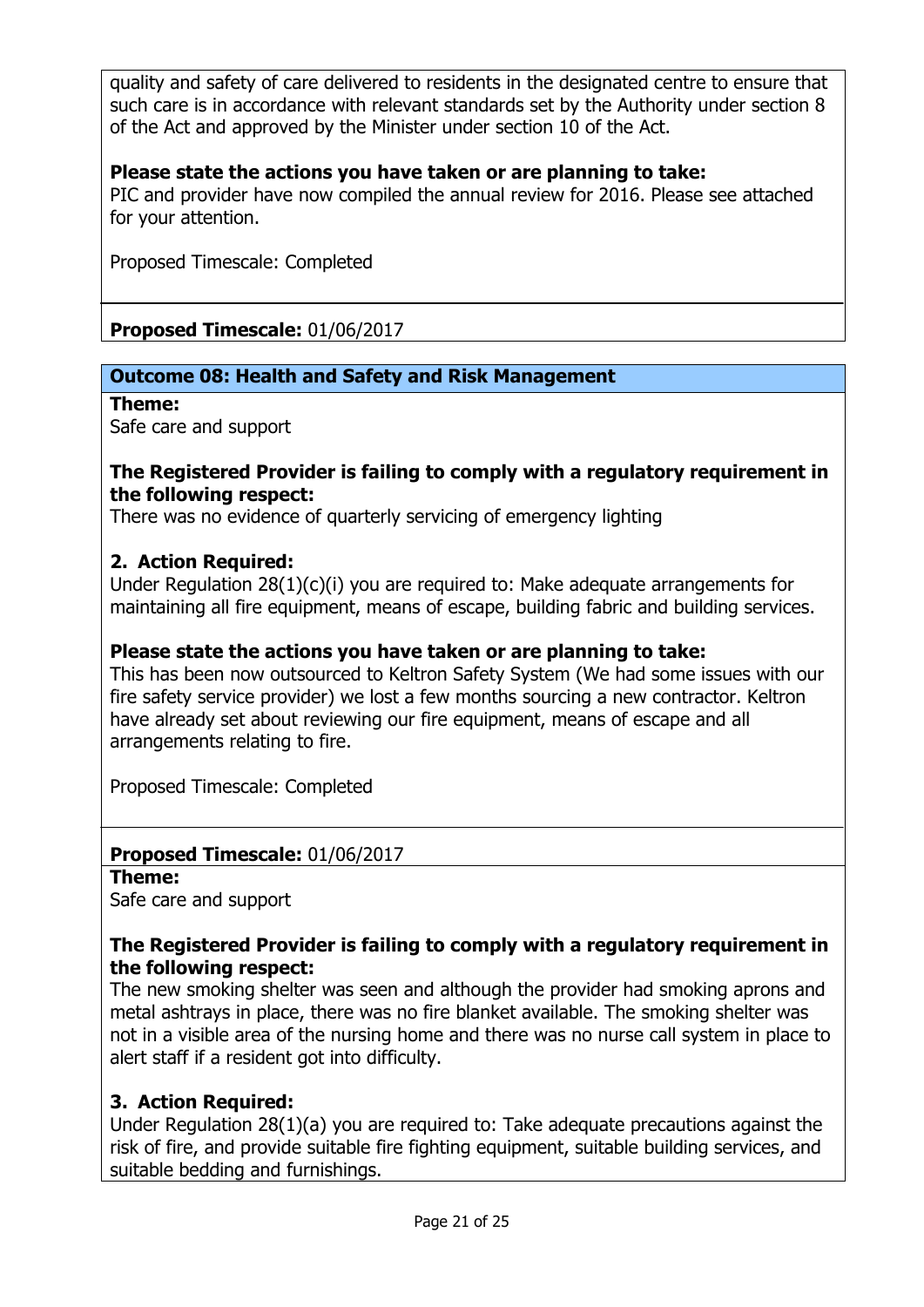quality and safety of care delivered to residents in the designated centre to ensure that such care is in accordance with relevant standards set by the Authority under section 8 of the Act and approved by the Minister under section 10 of the Act.

**Please state the actions you have taken or are planning to take:**
PIC and provider have now compiled the annual review for 2016. Please see attached for your attention.

Proposed Timescale: Completed

**Proposed Timescale:** 01/06/2017

## Outcome 08: Health and Safety and Risk Management

**Theme:**
Safe care and support

**The Registered Provider is failing to comply with a regulatory requirement in the following respect:**
There was no evidence of quarterly servicing of emergency lighting

**2. Action Required:**
Under Regulation 28(1)(c)(i) you are required to: Make adequate arrangements for maintaining all fire equipment, means of escape, building fabric and building services.

**Please state the actions you have taken or are planning to take:**
This has been now outsourced to Keltron Safety System (We had some issues with our fire safety service provider) we lost a few months sourcing a new contractor. Keltron have already set about reviewing our fire equipment, means of escape and all arrangements relating to fire.

Proposed Timescale: Completed

**Proposed Timescale:** 01/06/2017

**Theme:**
Safe care and support

**The Registered Provider is failing to comply with a regulatory requirement in the following respect:**
The new smoking shelter was seen and although the provider had smoking aprons and metal ashtrays in place, there was no fire blanket available. The smoking shelter was not in a visible area of the nursing home and there was no nurse call system in place to alert staff if a resident got into difficulty.

**3. Action Required:**
Under Regulation 28(1)(a) you are required to: Take adequate precautions against the risk of fire, and provide suitable fire fighting equipment, suitable building services, and suitable bedding and furnishings.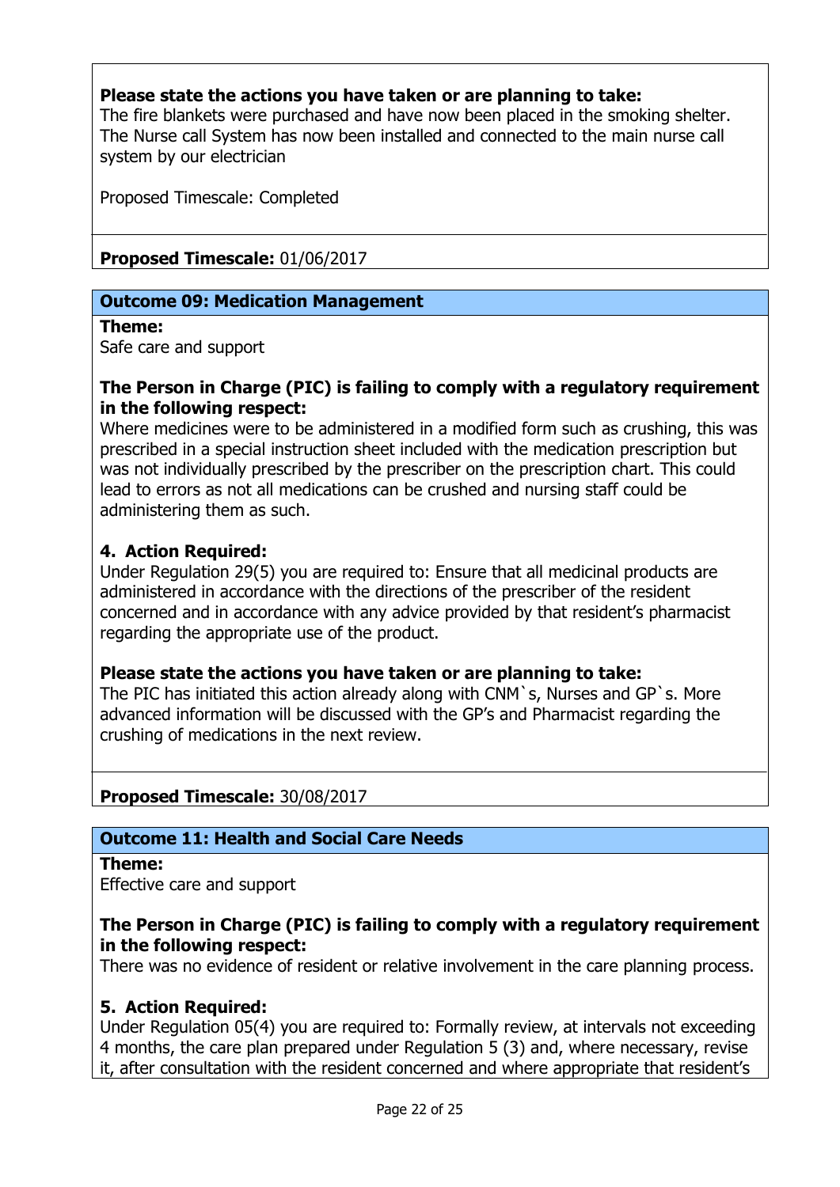**Please state the actions you have taken or are planning to take:**
The fire blankets were purchased and have now been placed in the smoking shelter. The Nurse call System has now been installed and connected to the main nurse call system by our electrician

Proposed Timescale: Completed

**Proposed Timescale:** 01/06/2017

### Outcome 09: Medication Management

**Theme:**
Safe care and support

**The Person in Charge (PIC) is failing to comply with a regulatory requirement in the following respect:**
Where medicines were to be administered in a modified form such as crushing, this was prescribed in a special instruction sheet included with the medication prescription but was not individually prescribed by the prescriber on the prescription chart. This could lead to errors as not all medications can be crushed and nursing staff could be administering them as such.

**4. Action Required:**
Under Regulation 29(5) you are required to: Ensure that all medicinal products are administered in accordance with the directions of the prescriber of the resident concerned and in accordance with any advice provided by that resident's pharmacist regarding the appropriate use of the product.

**Please state the actions you have taken or are planning to take:**
The PIC has initiated this action already along with CNM`s, Nurses and GP`s. More advanced information will be discussed with the GP's and Pharmacist regarding the crushing of medications in the next review.

**Proposed Timescale:** 30/08/2017

### Outcome 11: Health and Social Care Needs

**Theme:**
Effective care and support

**The Person in Charge (PIC) is failing to comply with a regulatory requirement in the following respect:**
There was no evidence of resident or relative involvement in the care planning process.

**5. Action Required:**
Under Regulation 05(4) you are required to: Formally review, at intervals not exceeding 4 months, the care plan prepared under Regulation 5 (3) and, where necessary, revise it, after consultation with the resident concerned and where appropriate that resident's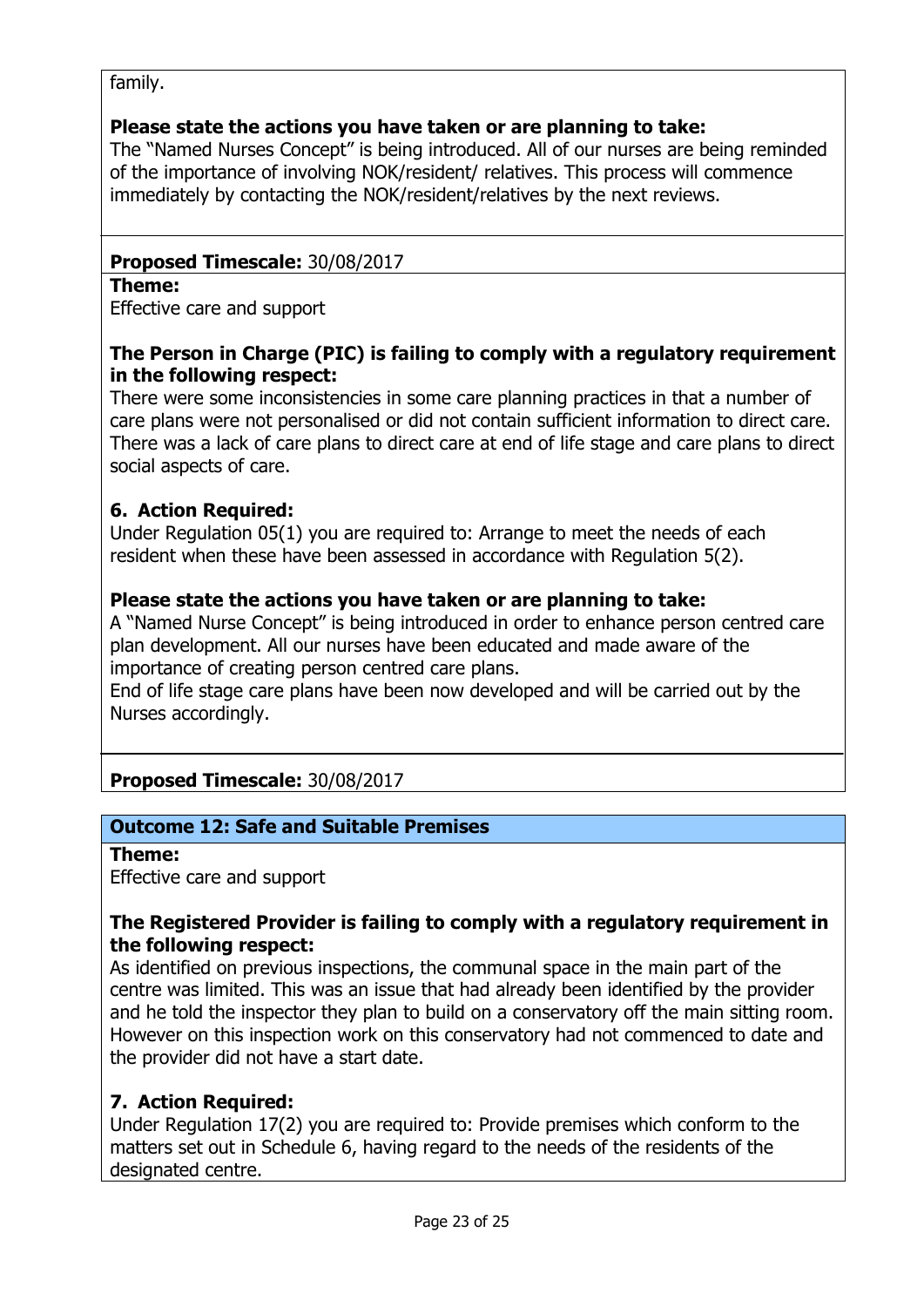family.

**Please state the actions you have taken or are planning to take:**
The "Named Nurses Concept" is being introduced. All of our nurses are being reminded of the importance of involving NOK/resident/ relatives. This process will commence immediately by contacting the NOK/resident/relatives by the next reviews.

**Proposed Timescale:** 30/08/2017

**Theme:**
Effective care and support

**The Person in Charge (PIC) is failing to comply with a regulatory requirement in the following respect:**
There were some inconsistencies in some care planning practices in that a number of care plans were not personalised or did not contain sufficient information to direct care. There was a lack of care plans to direct care at end of life stage and care plans to direct social aspects of care.

**6. Action Required:**
Under Regulation 05(1) you are required to: Arrange to meet the needs of each resident when these have been assessed in accordance with Regulation 5(2).

**Please state the actions you have taken or are planning to take:**
A "Named Nurse Concept" is being introduced in order to enhance person centred care plan development. All our nurses have been educated and made aware of the importance of creating person centred care plans.
End of life stage care plans have been now developed and will be carried out by the Nurses accordingly.

**Proposed Timescale:** 30/08/2017

**Outcome 12: Safe and Suitable Premises**

**Theme:**
Effective care and support

**The Registered Provider is failing to comply with a regulatory requirement in the following respect:**
As identified on previous inspections, the communal space in the main part of the centre was limited. This was an issue that had already been identified by the provider and he told the inspector they plan to build on a conservatory off the main sitting room. However on this inspection work on this conservatory had not commenced to date and the provider did not have a start date.

**7. Action Required:**
Under Regulation 17(2) you are required to: Provide premises which conform to the matters set out in Schedule 6, having regard to the needs of the residents of the designated centre.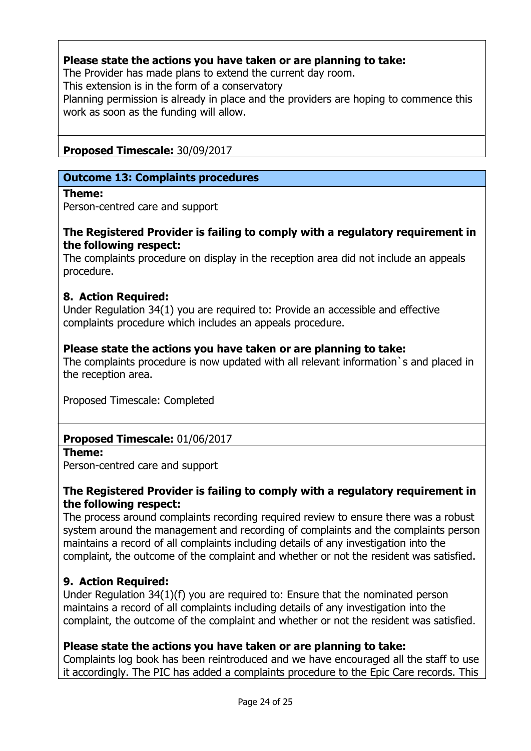**Please state the actions you have taken or are planning to take:**
The Provider has made plans to extend the current day room.
This extension is in the form of a conservatory
Planning permission is already in place and the providers are hoping to commence this work as soon as the funding will allow.

**Proposed Timescale:** 30/09/2017

## Outcome 13: Complaints procedures

**Theme:**
Person-centred care and support

**The Registered Provider is failing to comply with a regulatory requirement in the following respect:**
The complaints procedure on display in the reception area did not include an appeals procedure.

**8. Action Required:**
Under Regulation 34(1) you are required to: Provide an accessible and effective complaints procedure which includes an appeals procedure.

**Please state the actions you have taken or are planning to take:**
The complaints procedure is now updated with all relevant information`s and placed in the reception area.

Proposed Timescale: Completed

**Proposed Timescale:** 01/06/2017

**Theme:**
Person-centred care and support

**The Registered Provider is failing to comply with a regulatory requirement in the following respect:**
The process around complaints recording required review to ensure there was a robust system around the management and recording of complaints and the complaints person maintains a record of all complaints including details of any investigation into the complaint, the outcome of the complaint and whether or not the resident was satisfied.

**9. Action Required:**
Under Regulation 34(1)(f) you are required to: Ensure that the nominated person maintains a record of all complaints including details of any investigation into the complaint, the outcome of the complaint and whether or not the resident was satisfied.

**Please state the actions you have taken or are planning to take:**
Complaints log book has been reintroduced and we have encouraged all the staff to use it accordingly. The PIC has added a complaints procedure to the Epic Care records. This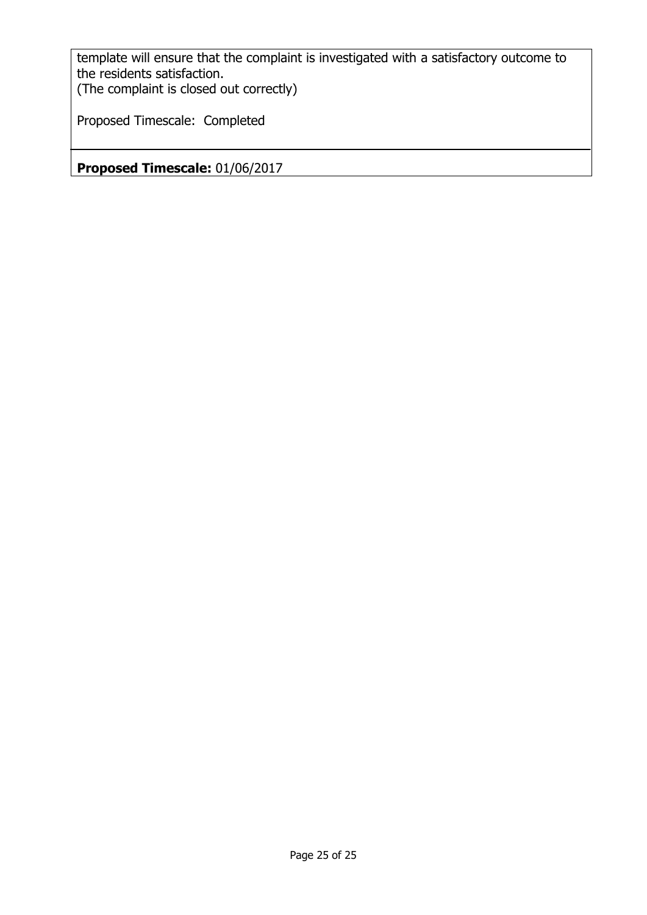template will ensure that the complaint is investigated with a satisfactory outcome to the residents satisfaction.
(The complaint is closed out correctly)

Proposed Timescale: Completed

**Proposed Timescale:** 01/06/2017